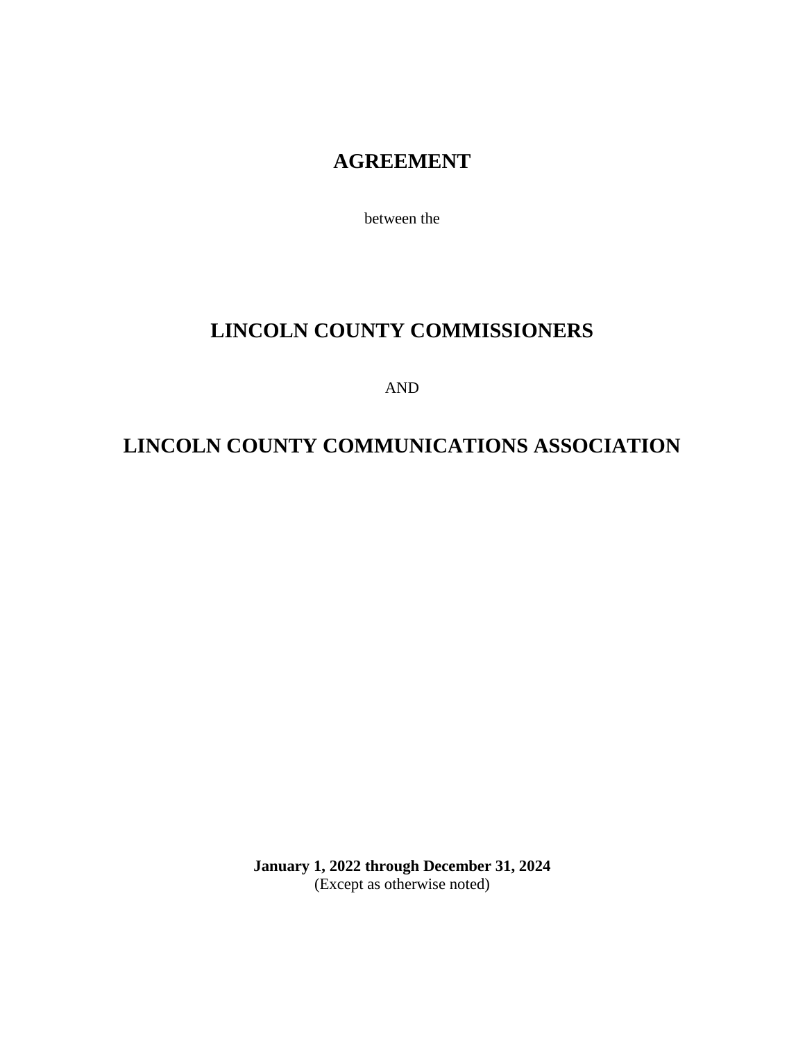# AGREEMENT

between the

## LINCOLN COUNTY COMMISSIONERS

AND

## LINCOLN COUNTY COMMUNICATIONS ASSOCIATION

**January 1, 2022 through December 31, 2024**
(Except as otherwise noted)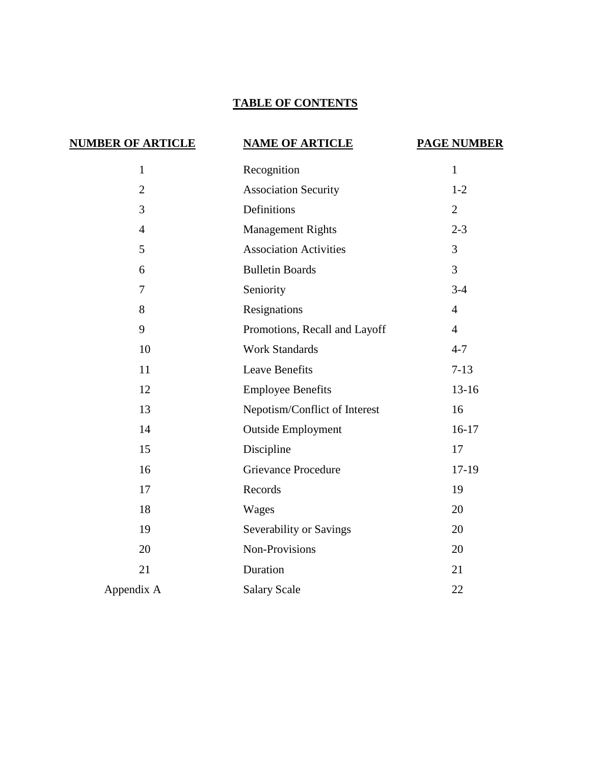# TABLE OF CONTENTS

| NUMBER OF ARTICLE | NAME OF ARTICLE | PAGE NUMBER |
| --- | --- | --- |
| 1 | Recognition | 1 |
| 2 | Association Security | 1-2 |
| 3 | Definitions | 2 |
| 4 | Management Rights | 2-3 |
| 5 | Association Activities | 3 |
| 6 | Bulletin Boards | 3 |
| 7 | Seniority | 3-4 |
| 8 | Resignations | 4 |
| 9 | Promotions, Recall and Layoff | 4 |
| 10 | Work Standards | 4-7 |
| 11 | Leave Benefits | 7-13 |
| 12 | Employee Benefits | 13-16 |
| 13 | Nepotism/Conflict of Interest | 16 |
| 14 | Outside Employment | 16-17 |
| 15 | Discipline | 17 |
| 16 | Grievance Procedure | 17-19 |
| 17 | Records | 19 |
| 18 | Wages | 20 |
| 19 | Severability or Savings | 20 |
| 20 | Non-Provisions | 20 |
| 21 | Duration | 21 |
| Appendix A | Salary Scale | 22 |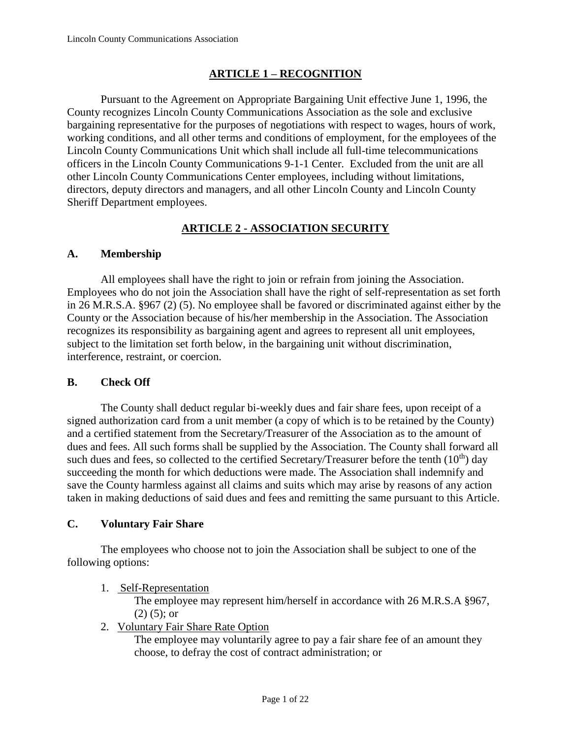## ARTICLE 1 – RECOGNITION

Pursuant to the Agreement on Appropriate Bargaining Unit effective June 1, 1996, the County recognizes Lincoln County Communications Association as the sole and exclusive bargaining representative for the purposes of negotiations with respect to wages, hours of work, working conditions, and all other terms and conditions of employment, for the employees of the Lincoln County Communications Unit which shall include all full-time telecommunications officers in the Lincoln County Communications 9-1-1 Center. Excluded from the unit are all other Lincoln County Communications Center employees, including without limitations, directors, deputy directors and managers, and all other Lincoln County and Lincoln County Sheriff Department employees.

## ARTICLE 2 - ASSOCIATION SECURITY

### A. Membership

All employees shall have the right to join or refrain from joining the Association. Employees who do not join the Association shall have the right of self-representation as set forth in 26 M.R.S.A. §967 (2) (5). No employee shall be favored or discriminated against either by the County or the Association because of his/her membership in the Association. The Association recognizes its responsibility as bargaining agent and agrees to represent all unit employees, subject to the limitation set forth below, in the bargaining unit without discrimination, interference, restraint, or coercion.

### B. Check Off

The County shall deduct regular bi-weekly dues and fair share fees, upon receipt of a signed authorization card from a unit member (a copy of which is to be retained by the County) and a certified statement from the Secretary/Treasurer of the Association as to the amount of dues and fees. All such forms shall be supplied by the Association. The County shall forward all such dues and fees, so collected to the certified Secretary/Treasurer before the tenth (10th) day succeeding the month for which deductions were made. The Association shall indemnify and save the County harmless against all claims and suits which may arise by reasons of any action taken in making deductions of said dues and fees and remitting the same pursuant to this Article.

### C. Voluntary Fair Share

The employees who choose not to join the Association shall be subject to one of the following options:

1. Self-Representation
   The employee may represent him/herself in accordance with 26 M.R.S.A §967, (2) (5); or
2. Voluntary Fair Share Rate Option
   The employee may voluntarily agree to pay a fair share fee of an amount they choose, to defray the cost of contract administration; or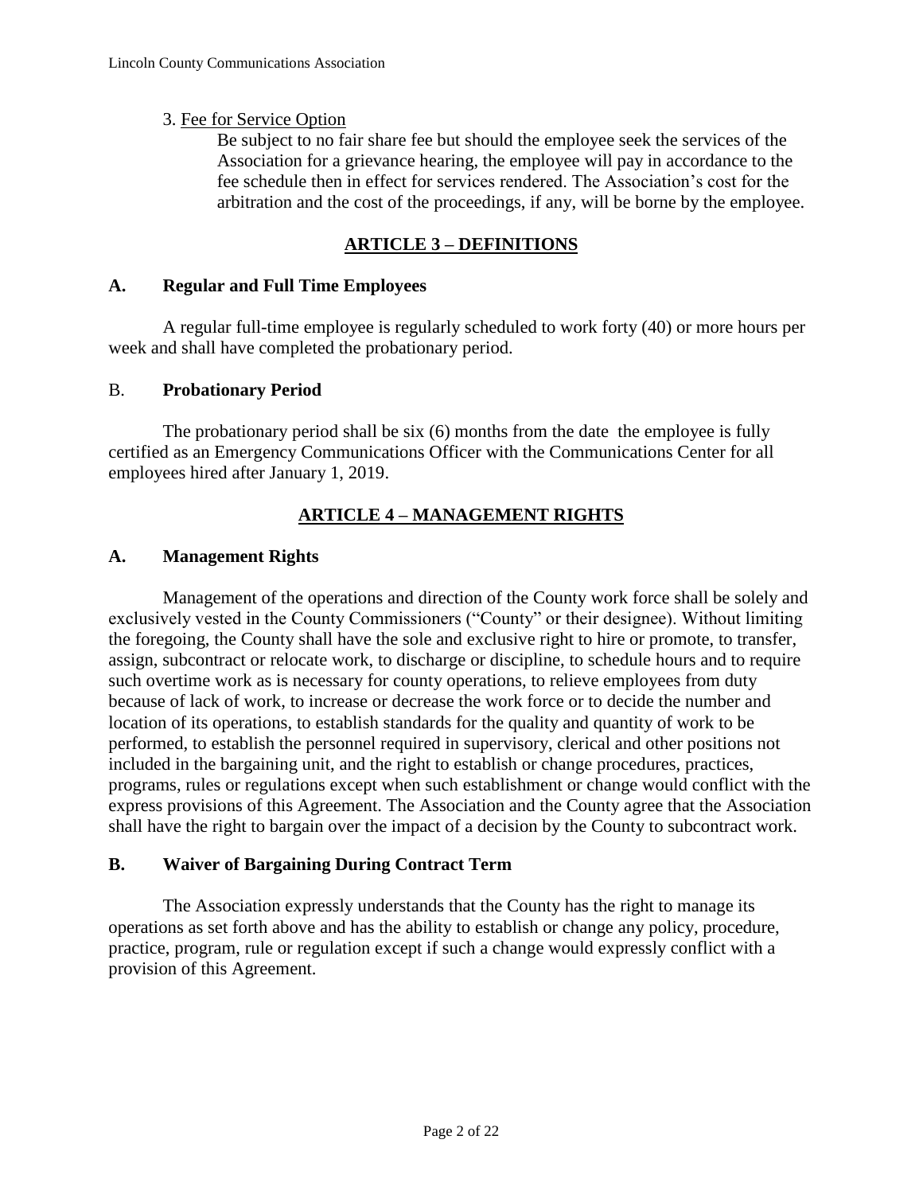3. Fee for Service Option

Be subject to no fair share fee but should the employee seek the services of the Association for a grievance hearing, the employee will pay in accordance to the fee schedule then in effect for services rendered. The Association's cost for the arbitration and the cost of the proceedings, if any, will be borne by the employee.

## ARTICLE 3 – DEFINITIONS

### A. Regular and Full Time Employees

A regular full-time employee is regularly scheduled to work forty (40) or more hours per week and shall have completed the probationary period.

### B. Probationary Period

The probationary period shall be six (6) months from the date the employee is fully certified as an Emergency Communications Officer with the Communications Center for all employees hired after January 1, 2019.

## ARTICLE 4 – MANAGEMENT RIGHTS

### A. Management Rights

Management of the operations and direction of the County work force shall be solely and exclusively vested in the County Commissioners ("County" or their designee). Without limiting the foregoing, the County shall have the sole and exclusive right to hire or promote, to transfer, assign, subcontract or relocate work, to discharge or discipline, to schedule hours and to require such overtime work as is necessary for county operations, to relieve employees from duty because of lack of work, to increase or decrease the work force or to decide the number and location of its operations, to establish standards for the quality and quantity of work to be performed, to establish the personnel required in supervisory, clerical and other positions not included in the bargaining unit, and the right to establish or change procedures, practices, programs, rules or regulations except when such establishment or change would conflict with the express provisions of this Agreement. The Association and the County agree that the Association shall have the right to bargain over the impact of a decision by the County to subcontract work.

### B. Waiver of Bargaining During Contract Term

The Association expressly understands that the County has the right to manage its operations as set forth above and has the ability to establish or change any policy, procedure, practice, program, rule or regulation except if such a change would expressly conflict with a provision of this Agreement.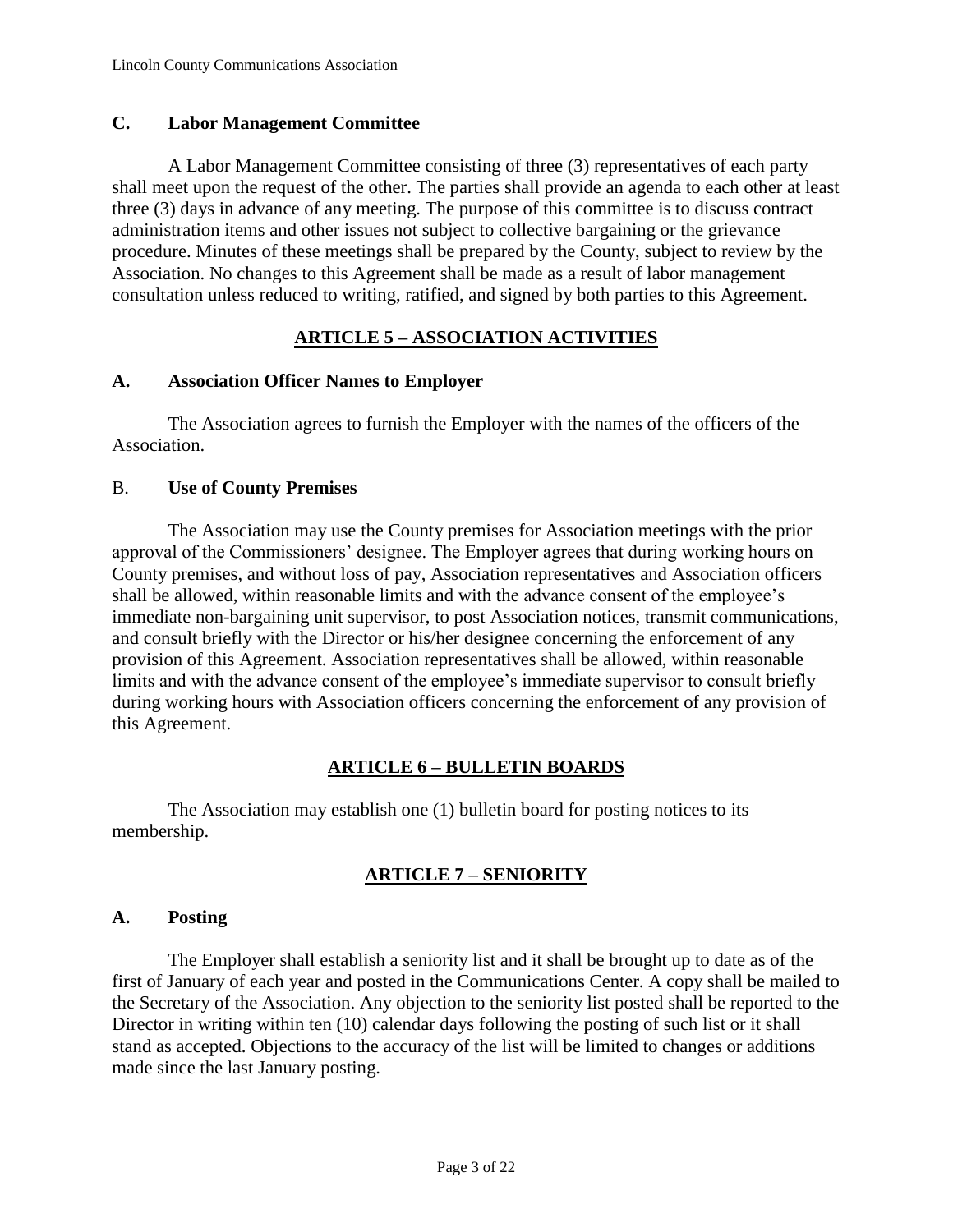### C. Labor Management Committee

A Labor Management Committee consisting of three (3) representatives of each party shall meet upon the request of the other. The parties shall provide an agenda to each other at least three (3) days in advance of any meeting. The purpose of this committee is to discuss contract administration items and other issues not subject to collective bargaining or the grievance procedure. Minutes of these meetings shall be prepared by the County, subject to review by the Association. No changes to this Agreement shall be made as a result of labor management consultation unless reduced to writing, ratified, and signed by both parties to this Agreement.

## ARTICLE 5 – ASSOCIATION ACTIVITIES

### A. Association Officer Names to Employer

The Association agrees to furnish the Employer with the names of the officers of the Association.

### B. Use of County Premises

The Association may use the County premises for Association meetings with the prior approval of the Commissioners' designee. The Employer agrees that during working hours on County premises, and without loss of pay, Association representatives and Association officers shall be allowed, within reasonable limits and with the advance consent of the employee's immediate non-bargaining unit supervisor, to post Association notices, transmit communications, and consult briefly with the Director or his/her designee concerning the enforcement of any provision of this Agreement. Association representatives shall be allowed, within reasonable limits and with the advance consent of the employee's immediate supervisor to consult briefly during working hours with Association officers concerning the enforcement of any provision of this Agreement.

## ARTICLE 6 – BULLETIN BOARDS

The Association may establish one (1) bulletin board for posting notices to its membership.

## ARTICLE 7 – SENIORITY

### A. Posting

The Employer shall establish a seniority list and it shall be brought up to date as of the first of January of each year and posted in the Communications Center. A copy shall be mailed to the Secretary of the Association. Any objection to the seniority list posted shall be reported to the Director in writing within ten (10) calendar days following the posting of such list or it shall stand as accepted. Objections to the accuracy of the list will be limited to changes or additions made since the last January posting.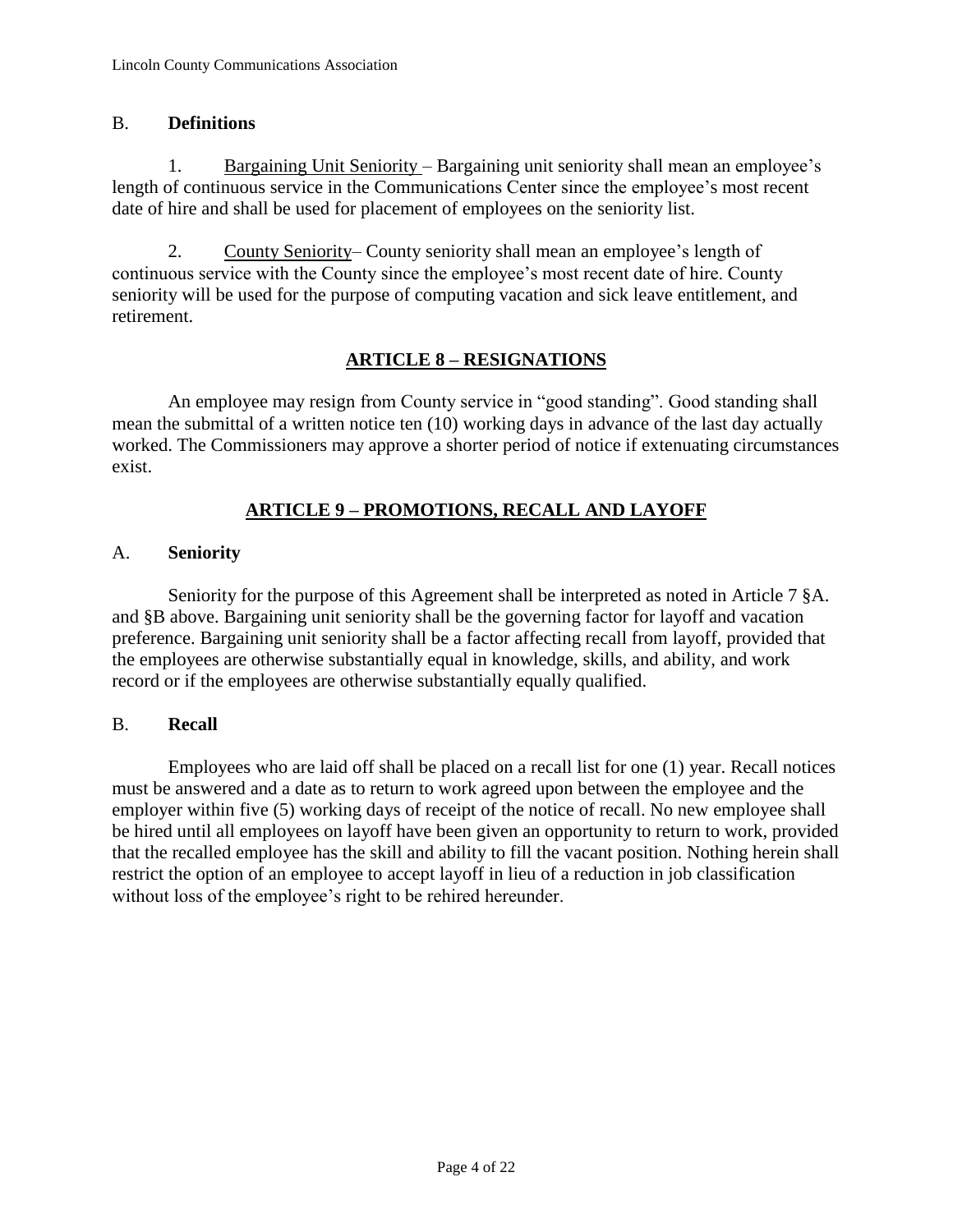## B. **Definitions**

1. Bargaining Unit Seniority – Bargaining unit seniority shall mean an employee's length of continuous service in the Communications Center since the employee's most recent date of hire and shall be used for placement of employees on the seniority list.

2. County Seniority– County seniority shall mean an employee's length of continuous service with the County since the employee's most recent date of hire. County seniority will be used for the purpose of computing vacation and sick leave entitlement, and retirement.

# ARTICLE 8 – RESIGNATIONS

An employee may resign from County service in "good standing". Good standing shall mean the submittal of a written notice ten (10) working days in advance of the last day actually worked. The Commissioners may approve a shorter period of notice if extenuating circumstances exist.

# ARTICLE 9 – PROMOTIONS, RECALL AND LAYOFF

## A. **Seniority**

Seniority for the purpose of this Agreement shall be interpreted as noted in Article 7 §A. and §B above. Bargaining unit seniority shall be the governing factor for layoff and vacation preference. Bargaining unit seniority shall be a factor affecting recall from layoff, provided that the employees are otherwise substantially equal in knowledge, skills, and ability, and work record or if the employees are otherwise substantially equally qualified.

## B. **Recall**

Employees who are laid off shall be placed on a recall list for one (1) year. Recall notices must be answered and a date as to return to work agreed upon between the employee and the employer within five (5) working days of receipt of the notice of recall. No new employee shall be hired until all employees on layoff have been given an opportunity to return to work, provided that the recalled employees has the skill and ability to fill the vacant position. Nothing herein shall restrict the option of an employee to accept layoff in lieu of a reduction in job classification without loss of the employee's right to be rehired hereunder.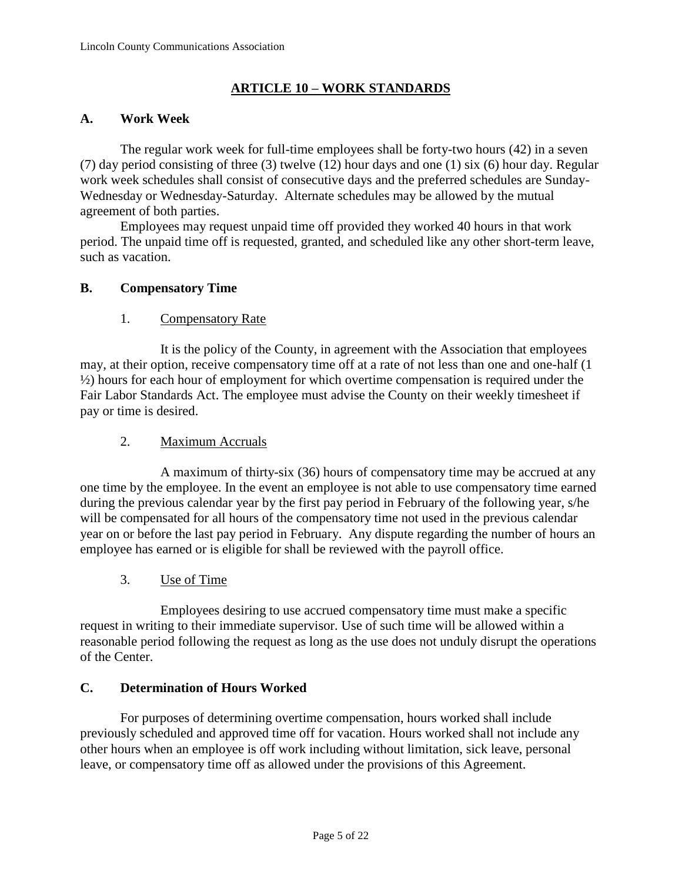## ARTICLE 10 – WORK STANDARDS

### A. Work Week

The regular work week for full-time employees shall be forty-two hours (42) in a seven (7) day period consisting of three (3) twelve (12) hour days and one (1) six (6) hour day. Regular work week schedules shall consist of consecutive days and the preferred schedules are Sunday-Wednesday or Wednesday-Saturday. Alternate schedules may be allowed by the mutual agreement of both parties.

Employees may request unpaid time off provided they worked 40 hours in that work period. The unpaid time off is requested, granted, and scheduled like any other short-term leave, such as vacation.

### B. Compensatory Time

1. Compensatory Rate

It is the policy of the County, in agreement with the Association that employees may, at their option, receive compensatory time off at a rate of not less than one and one-half (1 ½) hours for each hour of employment for which overtime compensation is required under the Fair Labor Standards Act. The employee must advise the County on their weekly timesheet if pay or time is desired.

2. Maximum Accruals

A maximum of thirty-six (36) hours of compensatory time may be accrued at any one time by the employee. In the event an employee is not able to use compensatory time earned during the previous calendar year by the first pay period in February of the following year, s/he will be compensated for all hours of the compensatory time not used in the previous calendar year on or before the last pay period in February. Any dispute regarding the number of hours an employee has earned or is eligible for shall be reviewed with the payroll office.

3. Use of Time

Employees desiring to use accrued compensatory time must make a specific request in writing to their immediate supervisor. Use of such time will be allowed within a reasonable period following the request as long as the use does not unduly disrupt the operations of the Center.

### C. Determination of Hours Worked

For purposes of determining overtime compensation, hours worked shall include previously scheduled and approved time off for vacation. Hours worked shall not include any other hours when an employee is off work including without limitation, sick leave, personal leave, or compensatory time off as allowed under the provisions of this Agreement.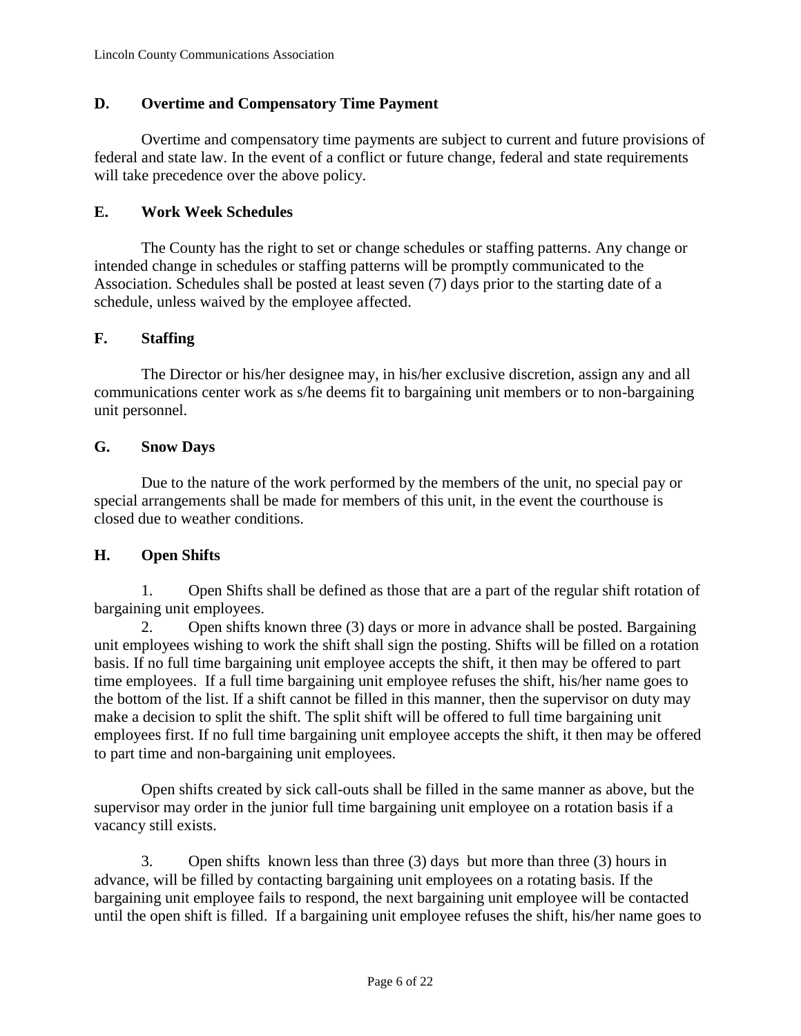### D. Overtime and Compensatory Time Payment

Overtime and compensatory time payments are subject to current and future provisions of federal and state law. In the event of a conflict or future change, federal and state requirements will take precedence over the above policy.

### E. Work Week Schedules

The County has the right to set or change schedules or staffing patterns. Any change or intended change in schedules or staffing patterns will be promptly communicated to the Association. Schedules shall be posted at least seven (7) days prior to the starting date of a schedule, unless waived by the employee affected.

### F. Staffing

The Director or his/her designee may, in his/her exclusive discretion, assign any and all communications center work as s/he deems fit to bargaining unit members or to non-bargaining unit personnel.

### G. Snow Days

Due to the nature of the work performed by the members of the unit, no special pay or special arrangements shall be made for members of this unit, in the event the courthouse is closed due to weather conditions.

### H. Open Shifts

1. Open Shifts shall be defined as those that are a part of the regular shift rotation of bargaining unit employees.
2. Open shifts known three (3) days or more in advance shall be posted. Bargaining unit employees wishing to work the shift shall sign the posting. Shifts will be filled on a rotation basis. If no full time bargaining unit employee accepts the shift, it then may be offered to part time employees. If a full time bargaining unit employee refuses the shift, his/her name goes to the bottom of the list. If a shift cannot be filled in this manner, then the supervisor on duty may make a decision to split the shift. The split shift will be offered to full time bargaining unit employees first. If no full time bargaining unit employee accepts the shift, it then may be offered to part time and non-bargaining unit employees.

   Open shifts created by sick call-outs shall be filled in the same manner as above, but the supervisor may order in the junior full time bargaining unit employee on a rotation basis if a vacancy still exists.

3. Open shifts known less than three (3) days but more than three (3) hours in advance, will be filled by contacting bargaining unit employees on a rotating basis. If the bargaining unit employee fails to respond, the next bargaining unit employee will be contacted until the open shift is filled. If a bargaining unit employee refuses the shift, his/her name goes to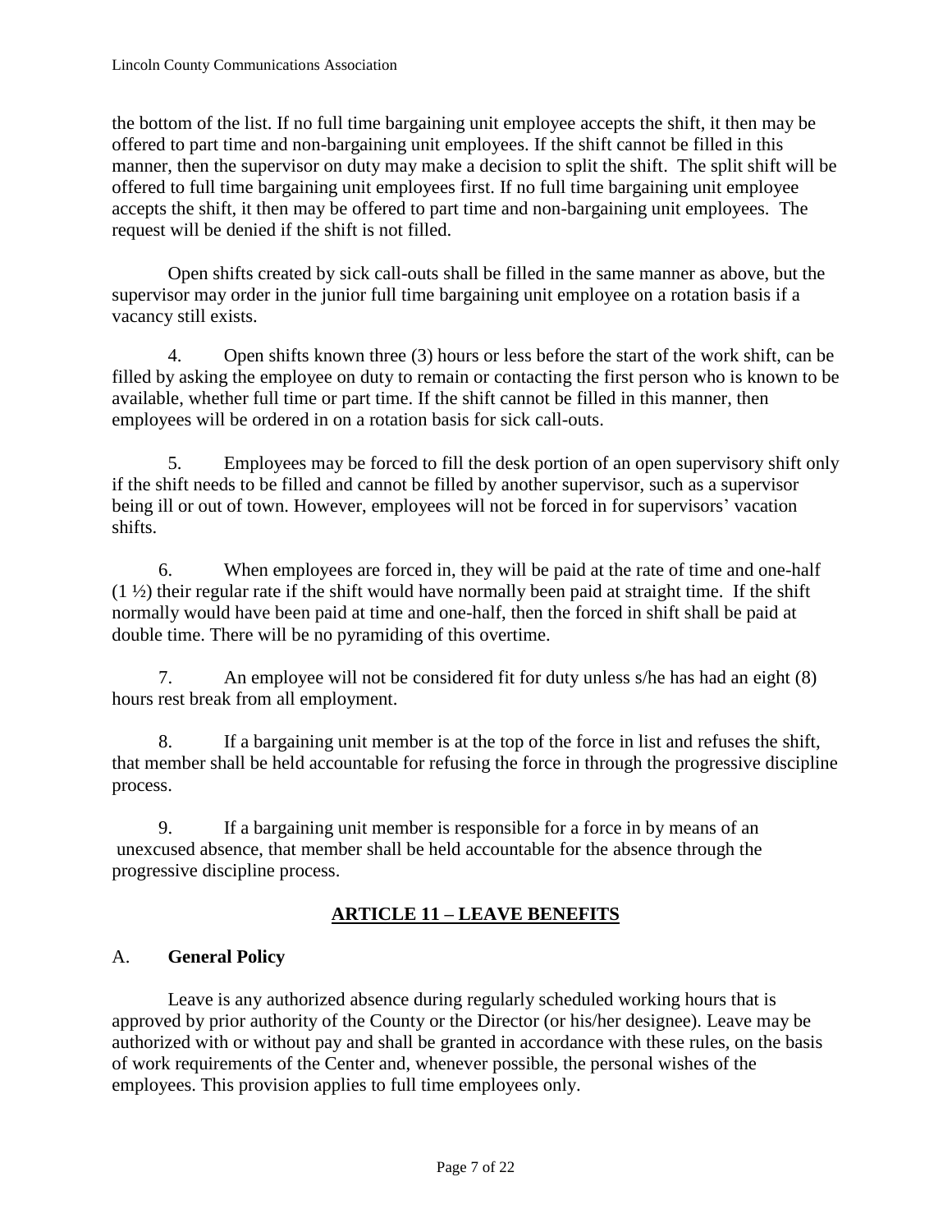the bottom of the list. If no full time bargaining unit employee accepts the shift, it then may be offered to part time and non-bargaining unit employees. If the shift cannot be filled in this manner, then the supervisor on duty may make a decision to split the shift. The split shift will be offered to full time bargaining unit employees first. If no full time bargaining unit employee accepts the shift, it then may be offered to part time and non-bargaining unit employees. The request will be denied if the shift is not filled.

Open shifts created by sick call-outs shall be filled in the same manner as above, but the supervisor may order in the junior full time bargaining unit employee on a rotation basis if a vacancy still exists.

4. Open shifts known three (3) hours or less before the start of the work shift, can be filled by asking the employee on duty to remain or contacting the first person who is known to be available, whether full time or part time. If the shift cannot be filled in this manner, then employees will be ordered in on a rotation basis for sick call-outs.

5. Employees may be forced to fill the desk portion of an open supervisory shift only if the shift needs to be filled and cannot be filled by another supervisor, such as a supervisor being ill or out of town. However, employees will not be forced in for supervisors' vacation shifts.

6. When employees are forced in, they will be paid at the rate of time and one-half (1 ½) their regular rate if the shift would have normally been paid at straight time. If the shift normally would have been paid at time and one-half, then the forced in shift shall be paid at double time. There will be no pyramiding of this overtime.

7. An employee will not be considered fit for duty unless s/he has had an eight (8) hours rest break from all employment.

8. If a bargaining unit member is at the top of the force in list and refuses the shift, that member shall be held accountable for refusing the force in through the progressive discipline process.

9. If a bargaining unit member is responsible for a force in by means of an unexcused absence, that member shall be held accountable for the absence through the progressive discipline process.

## ARTICLE 11 – LEAVE BENEFITS

A. **General Policy**

Leave is any authorized absence during regularly scheduled working hours that is approved by prior authority of the County or the Director (or his/her designee). Leave may be authorized with or without pay and shall be granted in accordance with these rules, on the basis of work requirements of the Center and, whenever possible, the personal wishes of the employees. This provision applies to full time employees only.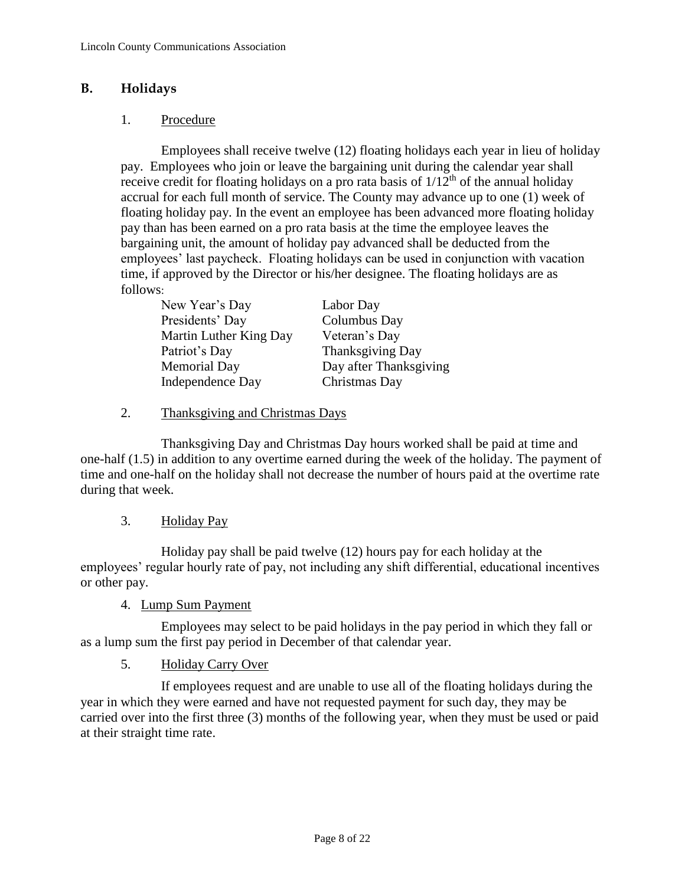## B. Holidays

1. Procedure

Employees shall receive twelve (12) floating holidays each year in lieu of holiday pay. Employees who join or leave the bargaining unit during the calendar year shall receive credit for floating holidays on a pro rata basis of 1/12th of the annual holiday accrual for each full month of service. The County may advance up to one (1) week of floating holiday pay. In the event an employee has been advanced more floating holiday pay than has been earned on a pro rata basis at the time the employee leaves the bargaining unit, the amount of holiday pay advanced shall be deducted from the employees' last paycheck. Floating holidays can be used in conjunction with vacation time, if approved by the Director or his/her designee. The floating holidays are as follows:

| | |
|---|---|
| New Year's Day | Labor Day |
| Presidents' Day | Columbus Day |
| Martin Luther King Day | Veteran's Day |
| Patriot's Day | Thanksgiving Day |
| Memorial Day | Day after Thanksgiving |
| Independence Day | Christmas Day |

2. Thanksgiving and Christmas Days

Thanksgiving Day and Christmas Day hours worked shall be paid at time and one-half (1.5) in addition to any overtime earned during the week of the holiday. The payment of time and one-half on the holiday shall not decrease the number of hours paid at the overtime rate during that week.

3. Holiday Pay

Holiday pay shall be paid twelve (12) hours pay for each holiday at the employees' regular hourly rate of pay, not including any shift differential, educational incentives or other pay.

4. Lump Sum Payment

Employees may select to be paid holidays in the pay period in which they fall or as a lump sum the first pay period in December of that calendar year.

5. Holiday Carry Over

If employees request and are unable to use all of the floating holidays during the year in which they were earned and have not requested payment for such day, they may be carried over into the first three (3) months of the following year, when they must be used or paid at their straight time rate.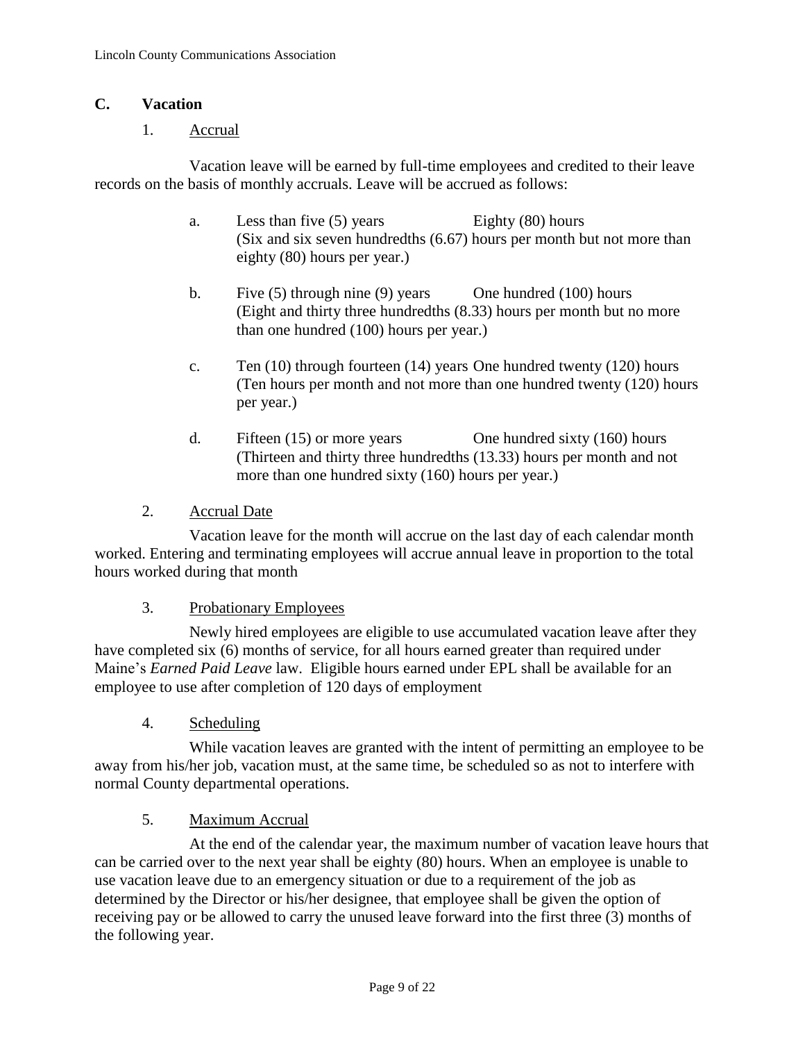## C. Vacation

### 1. Accrual

Vacation leave will be earned by full-time employees and credited to their leave records on the basis of monthly accruals. Leave will be accrued as follows:

a. Less than five (5) years — Eighty (80) hours
(Six and six seven hundredths (6.67) hours per month but not more than eighty (80) hours per year.)

b. Five (5) through nine (9) years — One hundred (100) hours
(Eight and thirty three hundredths (8.33) hours per month but no more than one hundred (100) hours per year.)

c. Ten (10) through fourteen (14) years — One hundred twenty (120) hours
(Ten hours per month and not more than one hundred twenty (120) hours per year.)

d. Fifteen (15) or more years — One hundred sixty (160) hours
(Thirteen and thirty three hundredths (13.33) hours per month and not more than one hundred sixty (160) hours per year.)

### 2. Accrual Date

Vacation leave for the month will accrue on the last day of each calendar month worked. Entering and terminating employees will accrue annual leave in proportion to the total hours worked during that month

### 3. Probationary Employees

Newly hired employees are eligible to use accumulated vacation leave after they have completed six (6) months of service, for all hours earned greater than required under Maine's *Earned Paid Leave* law. Eligible hours earned under EPL shall be available for an employee to use after completion of 120 days of employment

### 4. Scheduling

While vacation leaves are granted with the intent of permitting an employee to be away from his/her job, vacation must, at the same time, be scheduled so as not to interfere with normal County departmental operations.

### 5. Maximum Accrual

At the end of the calendar year, the maximum number of vacation leave hours that can be carried over to the next year shall be eighty (80) hours. When an employee is unable to use vacation leave due to an emergency situation or due to a requirement of the job as determined by the Director or his/her designee, that employee shall be given the option of receiving pay or be allowed to carry the unused leave forward into the first three (3) months of the following year.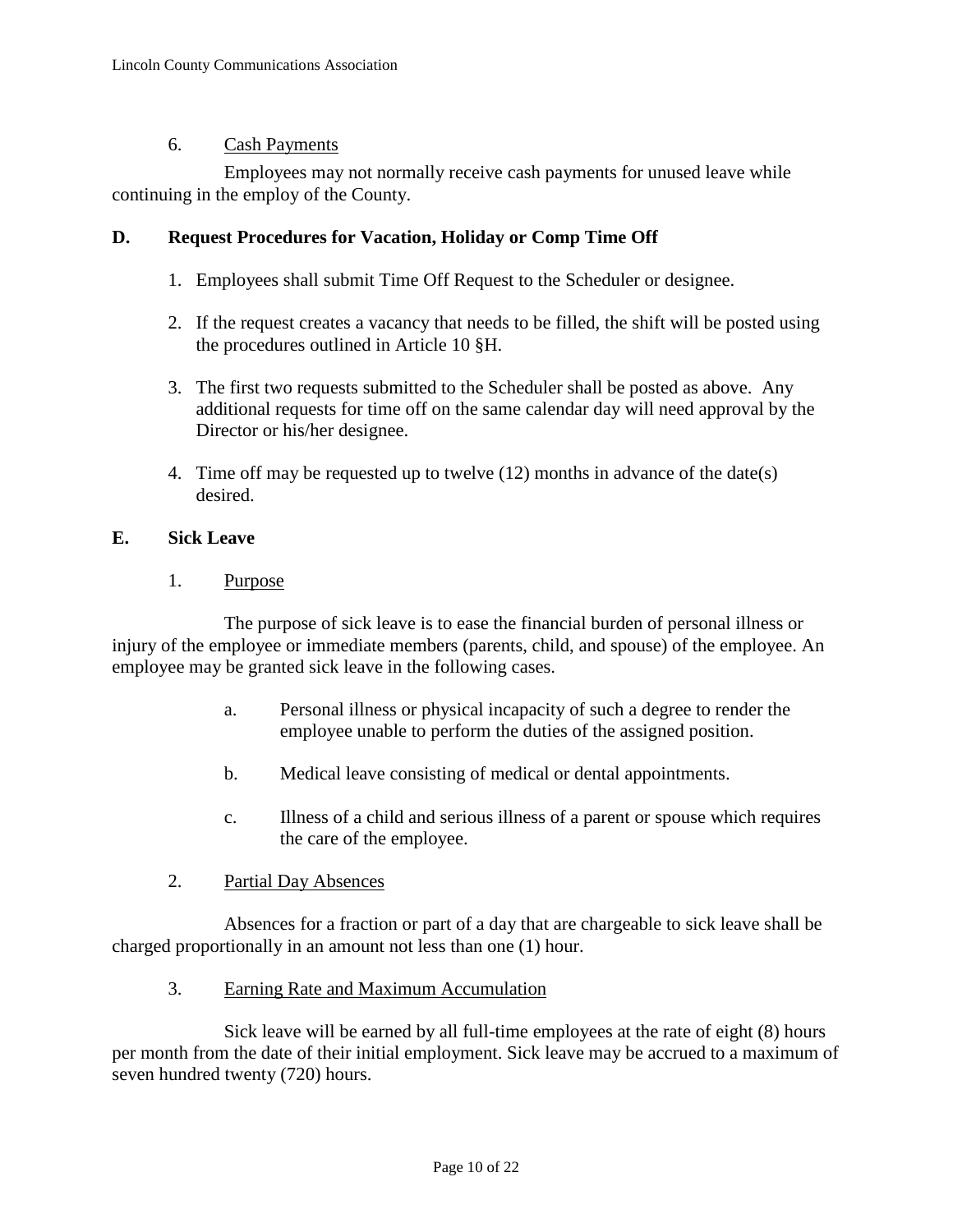6. Cash Payments

Employees may not normally receive cash payments for unused leave while continuing in the employ of the County.

## D. Request Procedures for Vacation, Holiday or Comp Time Off

1. Employees shall submit Time Off Request to the Scheduler or designee.
2. If the request creates a vacancy that needs to be filled, the shift will be posted using the procedures outlined in Article 10 §H.
3. The first two requests submitted to the Scheduler shall be posted as above. Any additional requests for time off on the same calendar day will need approval by the Director or his/her designee.
4. Time off may be requested up to twelve (12) months in advance of the date(s) desired.

## E. Sick Leave

1. Purpose

The purpose of sick leave is to ease the financial burden of personal illness or injury of the employee or immediate members (parents, child, and spouse) of the employee. An employee may be granted sick leave in the following cases.

a. Personal illness or physical incapacity of such a degree to render the employee unable to perform the duties of the assigned position.

b. Medical leave consisting of medical or dental appointments.

c. Illness of a child and serious illness of a parent or spouse which requires the care of the employee.

2. Partial Day Absences

Absences for a fraction or part of a day that are chargeable to sick leave shall be charged proportionally in an amount not less than one (1) hour.

3. Earning Rate and Maximum Accumulation

Sick leave will be earned by all full-time employees at the rate of eight (8) hours per month from the date of their initial employment. Sick leave may be accrued to a maximum of seven hundred twenty (720) hours.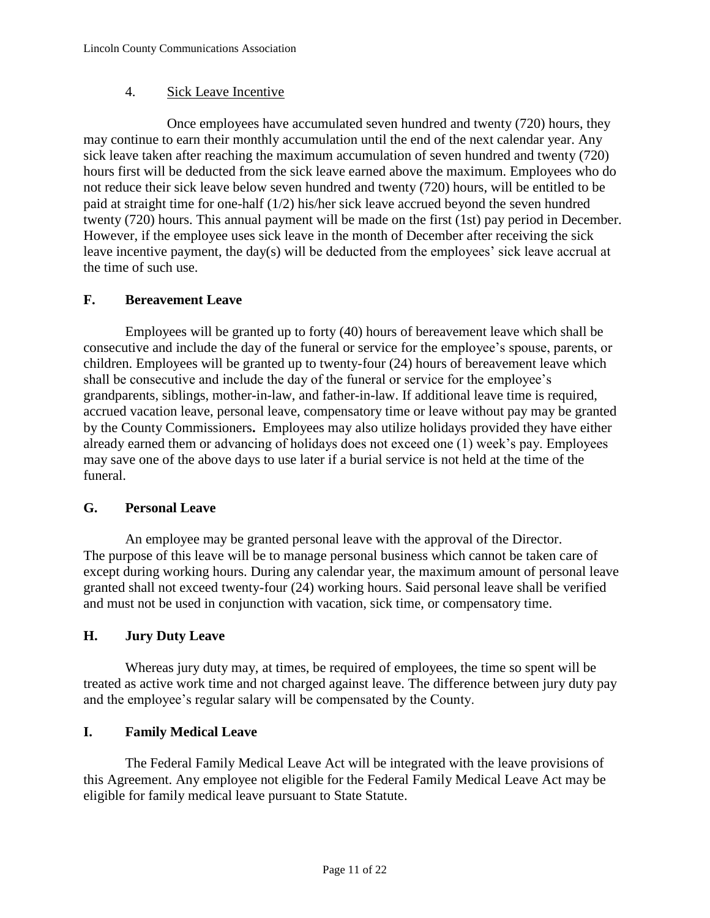4. Sick Leave Incentive

Once employees have accumulated seven hundred and twenty (720) hours, they may continue to earn their monthly accumulation until the end of the next calendar year. Any sick leave taken after reaching the maximum accumulation of seven hundred and twenty (720) hours first will be deducted from the sick leave earned above the maximum. Employees who do not reduce their sick leave below seven hundred and twenty (720) hours, will be entitled to be paid at straight time for one-half (1/2) his/her sick leave accrued beyond the seven hundred twenty (720) hours. This annual payment will be made on the first (1st) pay period in December. However, if the employee uses sick leave in the month of December after receiving the sick leave incentive payment, the day(s) will be deducted from the employees' sick leave accrual at the time of such use.

## F. Bereavement Leave

Employees will be granted up to forty (40) hours of bereavement leave which shall be consecutive and include the day of the funeral or service for the employee's spouse, parents, or children. Employees will be granted up to twenty-four (24) hours of bereavement leave which shall be consecutive and include the day of the funeral or service for the employee's grandparents, siblings, mother-in-law, and father-in-law. If additional leave time is required, accrued vacation leave, personal leave, compensatory time or leave without pay may be granted by the County Commissioners**.** Employees may also utilize holidays provided they have either already earned them or advancing of holidays does not exceed one (1) week's pay. Employees may save one of the above days to use later if a burial service is not held at the time of the funeral.

## G. Personal Leave

An employee may be granted personal leave with the approval of the Director. The purpose of this leave will be to manage personal business which cannot be taken care of except during working hours. During any calendar year, the maximum amount of personal leave granted shall not exceed twenty-four (24) working hours. Said personal leave shall be verified and must not be used in conjunction with vacation, sick time, or compensatory time.

## H. Jury Duty Leave

Whereas jury duty may, at times, be required of employees, the time so spent will be treated as active work time and not charged against leave. The difference between jury duty pay and the employee's regular salary will be compensated by the County.

## I. Family Medical Leave

The Federal Family Medical Leave Act will be integrated with the leave provisions of this Agreement. Any employee not eligible for the Federal Family Medical Leave Act may be eligible for family medical leave pursuant to State Statute.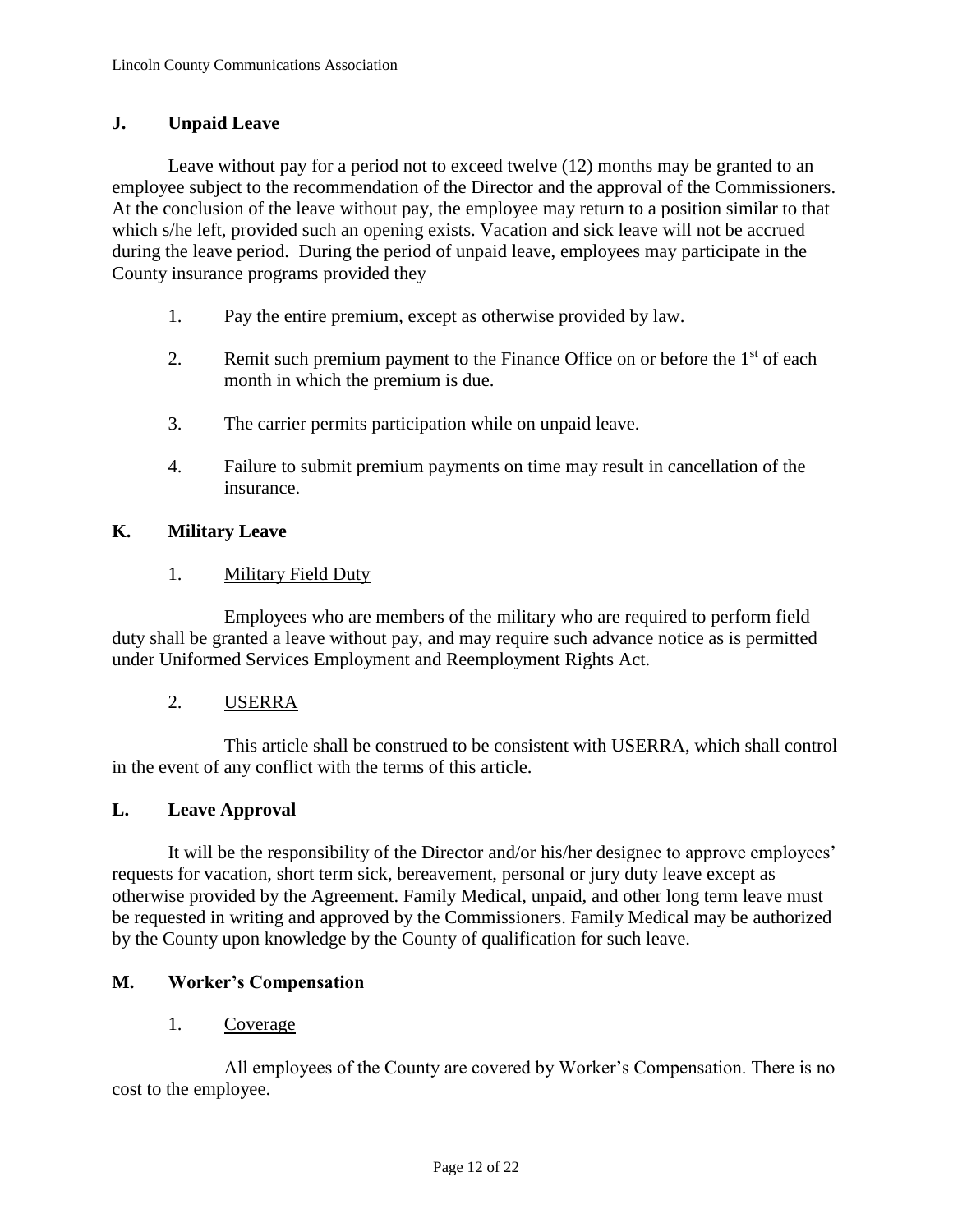### J. Unpaid Leave

Leave without pay for a period not to exceed twelve (12) months may be granted to an employee subject to the recommendation of the Director and the approval of the Commissioners. At the conclusion of the leave without pay, the employee may return to a position similar to that which s/he left, provided such an opening exists. Vacation and sick leave will not be accrued during the leave period. During the period of unpaid leave, employees may participate in the County insurance programs provided they

1. Pay the entire premium, except as otherwise provided by law.
2. Remit such premium payment to the Finance Office on or before the 1st of each month in which the premium is due.
3. The carrier permits participation while on unpaid leave.
4. Failure to submit premium payments on time may result in cancellation of the insurance.

### K. Military Leave

1. Military Field Duty

Employees who are members of the military who are required to perform field duty shall be granted a leave without pay, and may require such advance notice as is permitted under Uniformed Services Employment and Reemployment Rights Act.

2. USERRA

This article shall be construed to be consistent with USERRA, which shall control in the event of any conflict with the terms of this article.

### L. Leave Approval

It will be the responsibility of the Director and/or his/her designee to approve employees' requests for vacation, short term sick, bereavement, personal or jury duty leave except as otherwise provided by the Agreement. Family Medical, unpaid, and other long term leave must be requested in writing and approved by the Commissioners. Family Medical may be authorized by the County upon knowledge by the County of qualification for such leave.

### M. Worker's Compensation

1. Coverage

All employees of the County are covered by Worker's Compensation. There is no cost to the employee.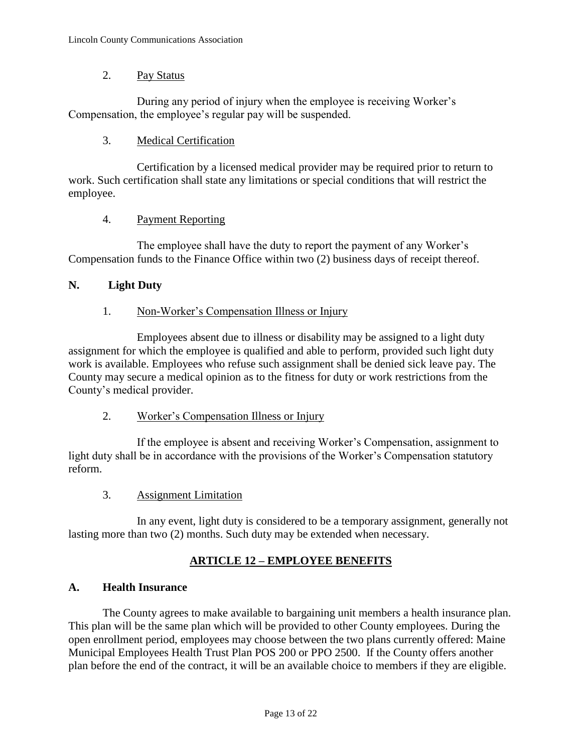2. Pay Status

During any period of injury when the employee is receiving Worker's Compensation, the employee's regular pay will be suspended.

3. Medical Certification

Certification by a licensed medical provider may be required prior to return to work. Such certification shall state any limitations or special conditions that will restrict the employee.

4. Payment Reporting

The employee shall have the duty to report the payment of any Worker's Compensation funds to the Finance Office within two (2) business days of receipt thereof.

### N. Light Duty

1. Non-Worker's Compensation Illness or Injury

Employees absent due to illness or disability may be assigned to a light duty assignment for which the employee is qualified and able to perform, provided such light duty work is available. Employees who refuse such assignment shall be denied sick leave pay. The County may secure a medical opinion as to the fitness for duty or work restrictions from the County's medical provider.

2. Worker's Compensation Illness or Injury

If the employee is absent and receiving Worker's Compensation, assignment to light duty shall be in accordance with the provisions of the Worker's Compensation statutory reform.

3. Assignment Limitation

In any event, light duty is considered to be a temporary assignment, generally not lasting more than two (2) months. Such duty may be extended when necessary.

## ARTICLE 12 – EMPLOYEE BENEFITS

### A. Health Insurance

The County agrees to make available to bargaining unit members a health insurance plan. This plan will be the same plan which will be provided to other County employees. During the open enrollment period, employees may choose between the two plans currently offered: Maine Municipal Employees Health Trust Plan POS 200 or PPO 2500. If the County offers another plan before the end of the contract, it will be an available choice to members if they are eligible.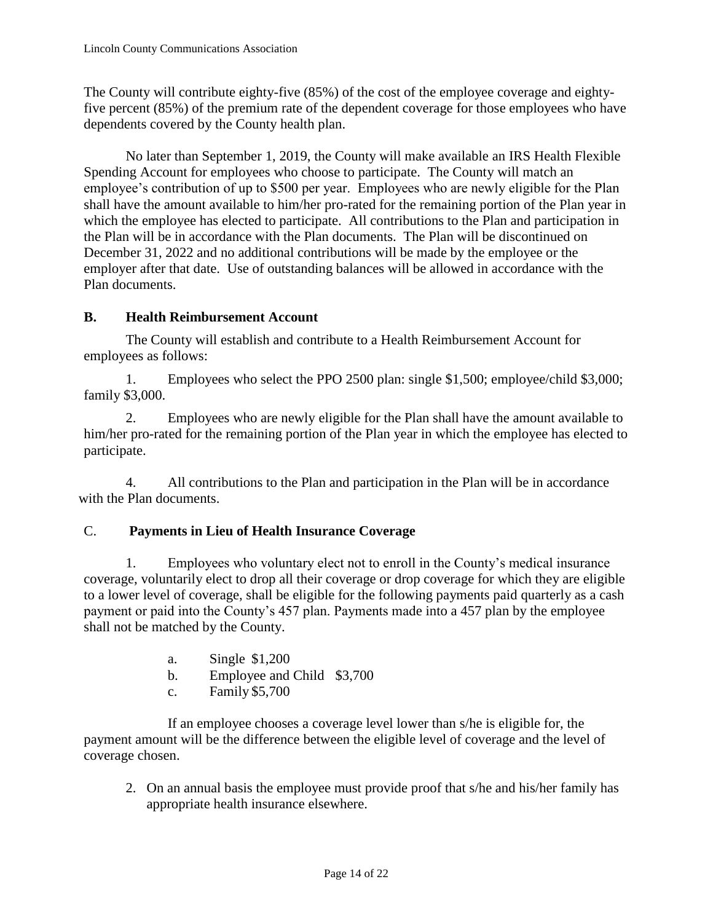The County will contribute eighty-five (85%) of the cost of the employee coverage and eighty-five percent (85%) of the premium rate of the dependent coverage for those employees who have dependents covered by the County health plan.

No later than September 1, 2019, the County will make available an IRS Health Flexible Spending Account for employees who choose to participate. The County will match an employee's contribution of up to $500 per year. Employees who are newly eligible for the Plan shall have the amount available to him/her pro-rated for the remaining portion of the Plan year in which the employee has elected to participate. All contributions to the Plan and participation in the Plan will be in accordance with the Plan documents. The Plan will be discontinued on December 31, 2022 and no additional contributions will be made by the employee or the employer after that date. Use of outstanding balances will be allowed in accordance with the Plan documents.

### B. Health Reimbursement Account

The County will establish and contribute to a Health Reimbursement Account for employees as follows:

1. Employees who select the PPO 2500 plan: single $1,500; employee/child $3,000; family $3,000.

2. Employees who are newly eligible for the Plan shall have the amount available to him/her pro-rated for the remaining portion of the Plan year in which the employee has elected to participate.

4. All contributions to the Plan and participation in the Plan will be in accordance with the Plan documents.

### C. Payments in Lieu of Health Insurance Coverage

1. Employees who voluntary elect not to enroll in the County's medical insurance coverage, voluntarily elect to drop all their coverage or drop coverage for which they are eligible to a lower level of coverage, shall be eligible for the following payments paid quarterly as a cash payment or paid into the County's 457 plan. Payments made into a 457 plan by the employee shall not be matched by the County.

    a. Single $1,200
    b. Employee and Child $3,700
    c. Family $5,700

    If an employee chooses a coverage level lower than s/he is eligible for, the payment amount will be the difference between the eligible level of coverage and the level of coverage chosen.

2. On an annual basis the employee must provide proof that s/he and his/her family has appropriate health insurance elsewhere.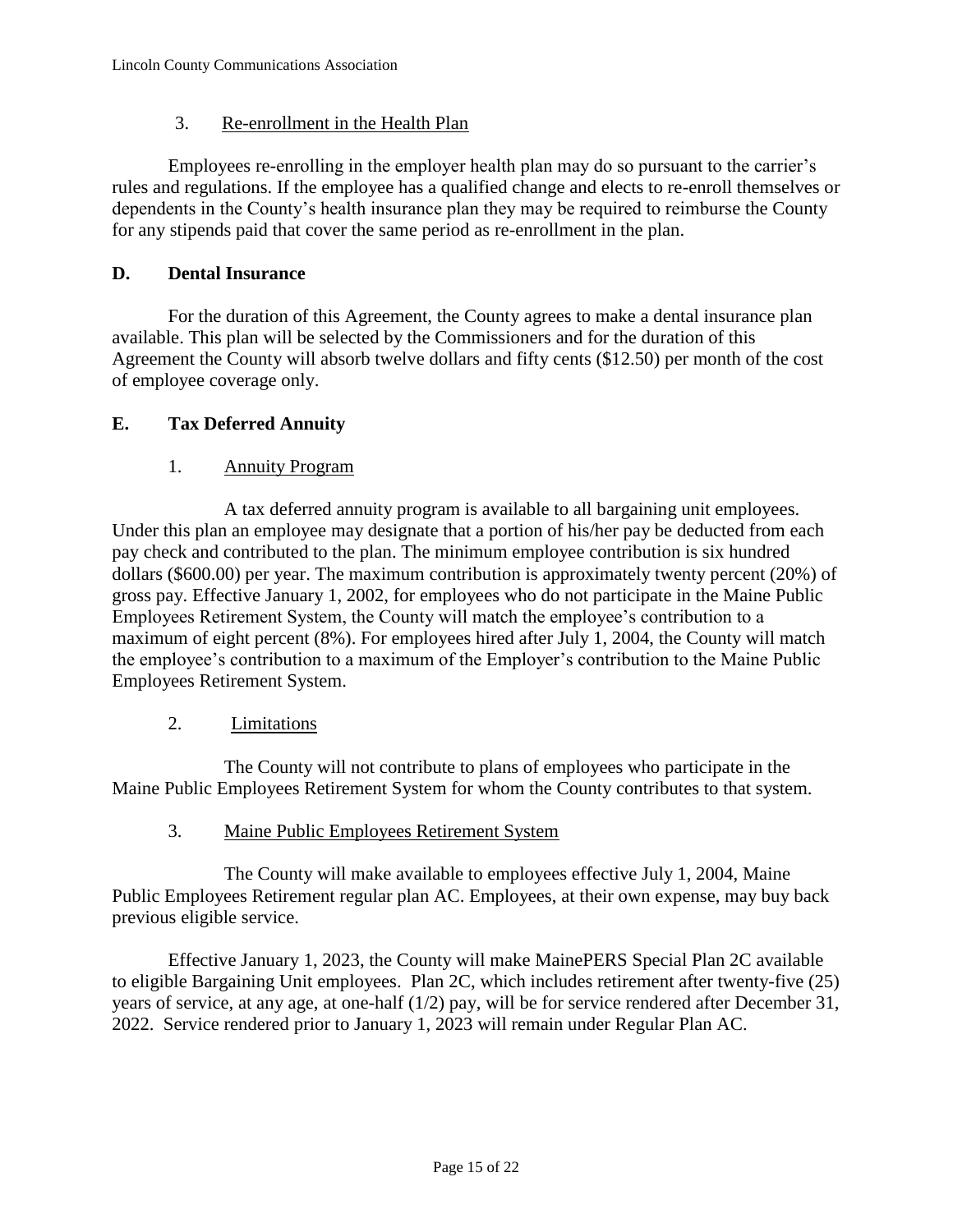3. Re-enrollment in the Health Plan

Employees re-enrolling in the employer health plan may do so pursuant to the carrier's rules and regulations. If the employee has a qualified change and elects to re-enroll themselves or dependents in the County's health insurance plan they may be required to reimburse the County for any stipends paid that cover the same period as re-enrollment in the plan.

## D. Dental Insurance

For the duration of this Agreement, the County agrees to make a dental insurance plan available. This plan will be selected by the Commissioners and for the duration of this Agreement the County will absorb twelve dollars and fifty cents ($12.50) per month of the cost of employee coverage only.

## E. Tax Deferred Annuity

1. Annuity Program

A tax deferred annuity program is available to all bargaining unit employees. Under this plan an employee may designate that a portion of his/her pay be deducted from each pay check and contributed to the plan. The minimum employee contribution is six hundred dollars ($600.00) per year. The maximum contribution is approximately twenty percent (20%) of gross pay. Effective January 1, 2002, for employees who do not participate in the Maine Public Employees Retirement System, the County will match the employee's contribution to a maximum of eight percent (8%). For employees hired after July 1, 2004, the County will match the employee's contribution to a maximum of the Employer's contribution to the Maine Public Employees Retirement System.

2. Limitations

The County will not contribute to plans of employees who participate in the Maine Public Employees Retirement System for whom the County contributes to that system.

3. Maine Public Employees Retirement System

The County will make available to employees effective July 1, 2004, Maine Public Employees Retirement regular plan AC. Employees, at their own expense, may buy back previous eligible service.

Effective January 1, 2023, the County will make MainePERS Special Plan 2C available to eligible Bargaining Unit employees. Plan 2C, which includes retirement after twenty-five (25) years of service, at any age, at one-half (1/2) pay, will be for service rendered after December 31, 2022. Service rendered prior to January 1, 2023 will remain under Regular Plan AC.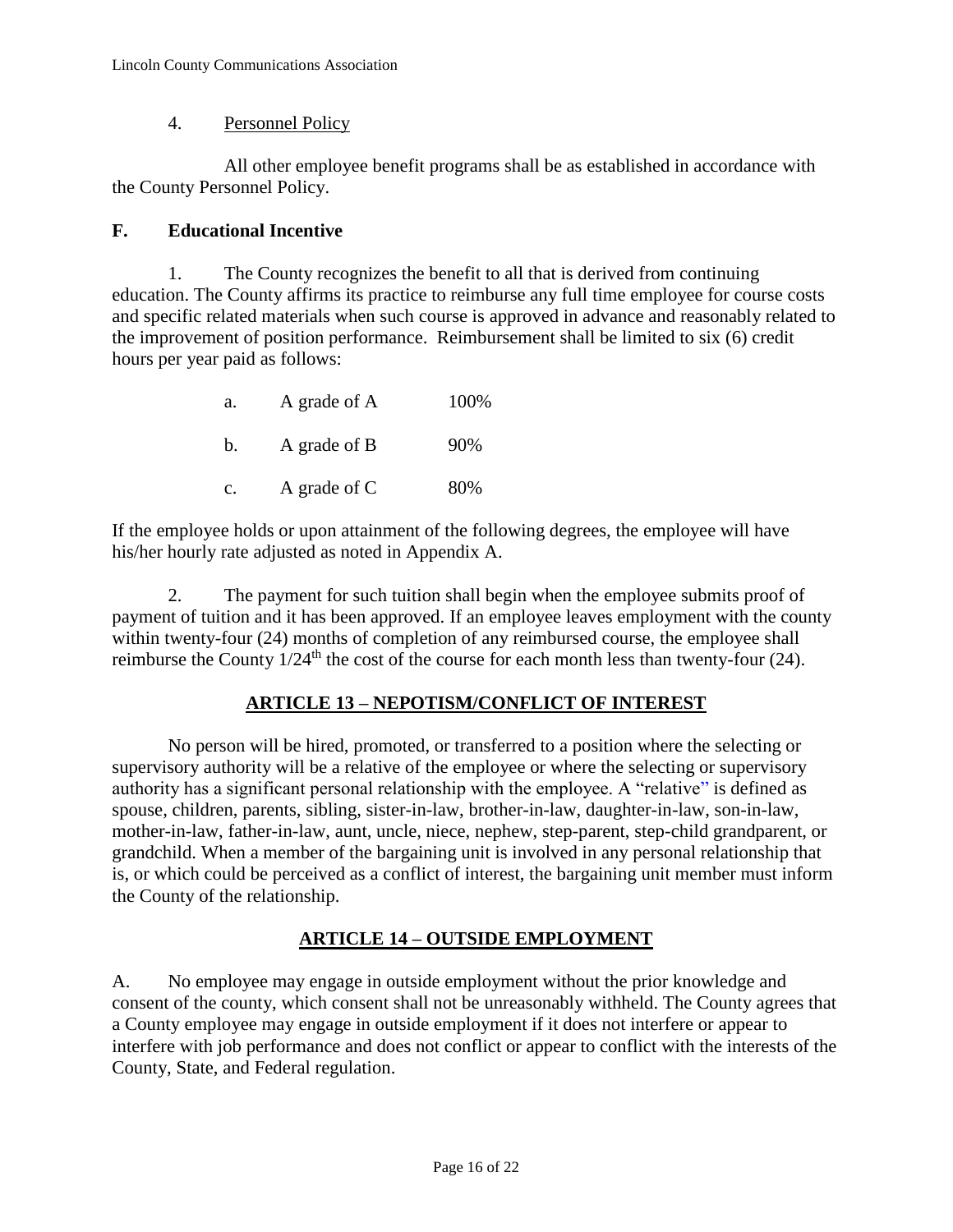4. Personnel Policy

All other employee benefit programs shall be as established in accordance with the County Personnel Policy.

**F. Educational Incentive**

1. The County recognizes the benefit to all that is derived from continuing education. The County affirms its practice to reimburse any full time employee for course costs and specific related materials when such course is approved in advance and reasonably related to the improvement of position performance. Reimbursement shall be limited to six (6) credit hours per year paid as follows:

a. A grade of A 100%

b. A grade of B 90%

c. A grade of C 80%

If the employee holds or upon attainment of the following degrees, the employee will have his/her hourly rate adjusted as noted in Appendix A.

2. The payment for such tuition shall begin when the employee submits proof of payment of tuition and it has been approved. If an employee leaves employment with the county within twenty-four (24) months of completion of any reimbursed course, the employee shall reimburse the County $1/24^{th}$ the cost of the course for each month less than twenty-four (24).

## ARTICLE 13 – NEPOTISM/CONFLICT OF INTEREST

No person will be hired, promoted, or transferred to a position where the selecting or supervisory authority will be a relative of the employee or where the selecting or supervisory authority has a significant personal relationship with the employee. A "relative" is defined as spouse, children, parents, sibling, sister-in-law, brother-in-law, daughter-in-law, son-in-law, mother-in-law, father-in-law, aunt, uncle, niece, nephew, step-parent, step-child grandparent, or grandchild. When a member of the bargaining unit is involved in any personal relationship that is, or which could be perceived as a conflict of interest, the bargaining unit member must inform the County of the relationship.

## ARTICLE 14 – OUTSIDE EMPLOYMENT

A. No employee may engage in outside employment without the prior knowledge and consent of the county, which consent shall not be unreasonably withheld. The County agrees that a County employee may engage in outside employment if it does not interfere or appear to interfere with job performance and does not conflict or appear to conflict with the interests of the County, State, and Federal regulation.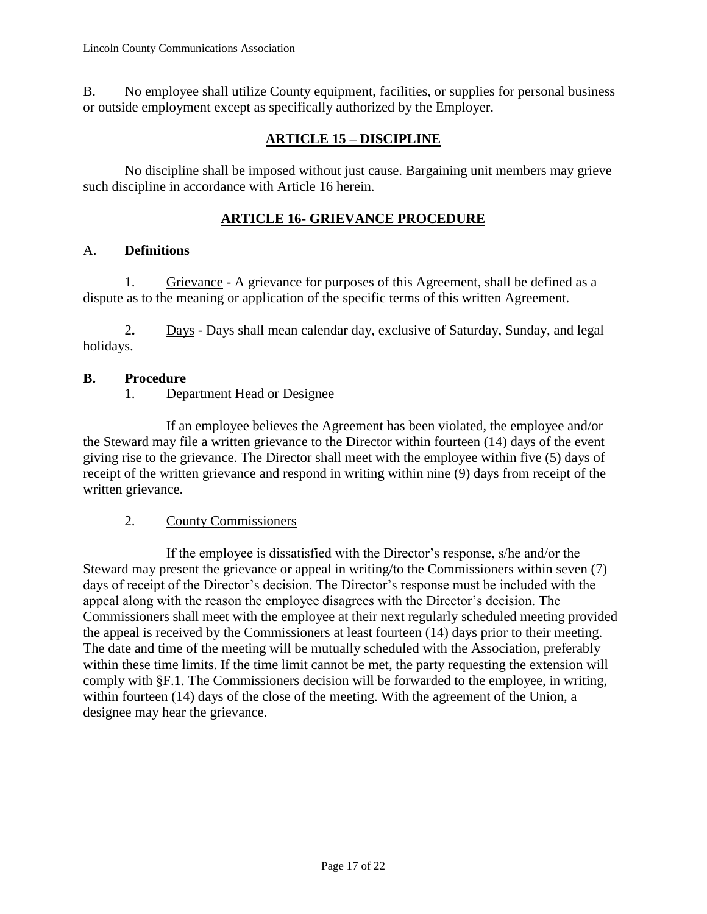B. No employee shall utilize County equipment, facilities, or supplies for personal business or outside employment except as specifically authorized by the Employer.

## ARTICLE 15 – DISCIPLINE

No discipline shall be imposed without just cause. Bargaining unit members may grieve such discipline in accordance with Article 16 herein.

## ARTICLE 16- GRIEVANCE PROCEDURE

A. **Definitions**

1. Grievance - A grievance for purposes of this Agreement, shall be defined as a dispute as to the meaning or application of the specific terms of this written Agreement.

2. Days - Days shall mean calendar day, exclusive of Saturday, Sunday, and legal holidays.

**B. Procedure**

1. Department Head or Designee

If an employee believes the Agreement has been violated, the employee and/or the Steward may file a written grievance to the Director within fourteen (14) days of the event giving rise to the grievance. The Director shall meet with the employee within five (5) days of receipt of the written grievance and respond in writing within nine (9) days from receipt of the written grievance.

2. County Commissioners

If the employee is dissatisfied with the Director's response, s/he and/or the Steward may present the grievance or appeal in writing/to the Commissioners within seven (7) days of receipt of the Director's decision. The Director's response must be included with the appeal along with the reason the employee disagrees with the Director's decision. The Commissioners shall meet with the employee at their next regularly scheduled meeting provided the appeal is received by the Commissioners at least fourteen (14) days prior to their meeting. The date and time of the meeting will be mutually scheduled with the Association, preferably within these time limits. If the time limit cannot be met, the party requesting the extension will comply with §F.1. The Commissioners decision will be forwarded to the employee, in writing, within fourteen (14) days of the close of the meeting. With the agreement of the Union, a designee may hear the grievance.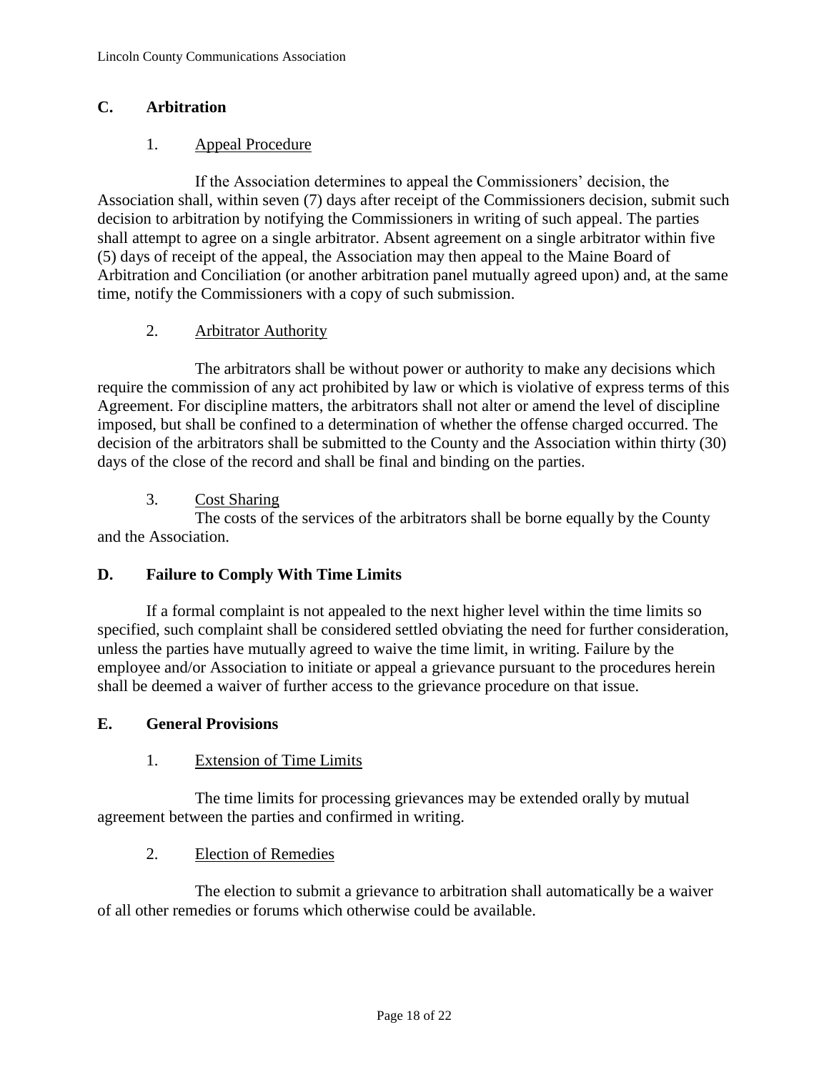## C. Arbitration

### 1. Appeal Procedure

If the Association determines to appeal the Commissioners' decision, the Association shall, within seven (7) days after receipt of the Commissioners decision, submit such decision to arbitration by notifying the Commissioners in writing of such appeal. The parties shall attempt to agree on a single arbitrator. Absent agreement on a single arbitrator within five (5) days of receipt of the appeal, the Association may then appeal to the Maine Board of Arbitration and Conciliation (or another arbitration panel mutually agreed upon) and, at the same time, notify the Commissioners with a copy of such submission.

### 2. Arbitrator Authority

The arbitrators shall be without power or authority to make any decisions which require the commission of any act prohibited by law or which is violative of express terms of this Agreement. For discipline matters, the arbitrators shall not alter or amend the level of discipline imposed, but shall be confined to a determination of whether the offense charged occurred. The decision of the arbitrators shall be submitted to the County and the Association within thirty (30) days of the close of the record and shall be final and binding on the parties.

### 3. Cost Sharing

The costs of the services of the arbitrators shall be borne equally by the County and the Association.

## D. Failure to Comply With Time Limits

If a formal complaint is not appealed to the next higher level within the time limits so specified, such complaint shall be considered settled obviating the need for further consideration, unless the parties have mutually agreed to waive the time limit, in writing. Failure by the employee and/or Association to initiate or appeal a grievance pursuant to the procedures herein shall be deemed a waiver of further access to the grievance procedure on that issue.

## E. General Provisions

### 1. Extension of Time Limits

The time limits for processing grievances may be extended orally by mutual agreement between the parties and confirmed in writing.

### 2. Election of Remedies

The election to submit a grievance to arbitration shall automatically be a waiver of all other remedies or forums which otherwise could be available.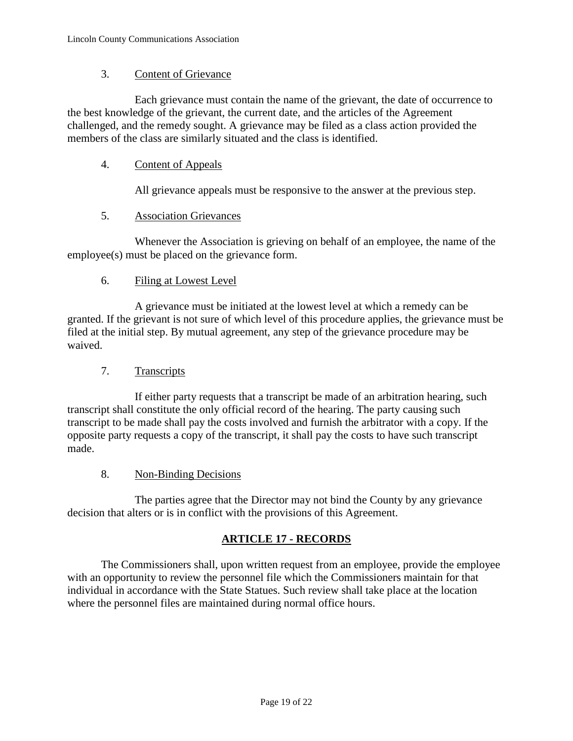3. Content of Grievance

Each grievance must contain the name of the grievant, the date of occurrence to the best knowledge of the grievant, the current date, and the articles of the Agreement challenged, and the remedy sought. A grievance may be filed as a class action provided the members of the class are similarly situated and the class is identified.

4. Content of Appeals

All grievance appeals must be responsive to the answer at the previous step.

5. Association Grievances

Whenever the Association is grieving on behalf of an employee, the name of the employee(s) must be placed on the grievance form.

6. Filing at Lowest Level

A grievance must be initiated at the lowest level at which a remedy can be granted. If the grievant is not sure of which level of this procedure applies, the grievance must be filed at the initial step. By mutual agreement, any step of the grievance procedure may be waived.

7. Transcripts

If either party requests that a transcript be made of an arbitration hearing, such transcript shall constitute the only official record of the hearing. The party causing such transcript to be made shall pay the costs involved and furnish the arbitrator with a copy. If the opposite party requests a copy of the transcript, it shall pay the costs to have such transcript made.

8. Non-Binding Decisions

The parties agree that the Director may not bind the County by any grievance decision that alters or is in conflict with the provisions of this Agreement.

## ARTICLE 17 - RECORDS

The Commissioners shall, upon written request from an employee, provide the employee with an opportunity to review the personnel file which the Commissioners maintain for that individual in accordance with the State Statues. Such review shall take place at the location where the personnel files are maintained during normal office hours.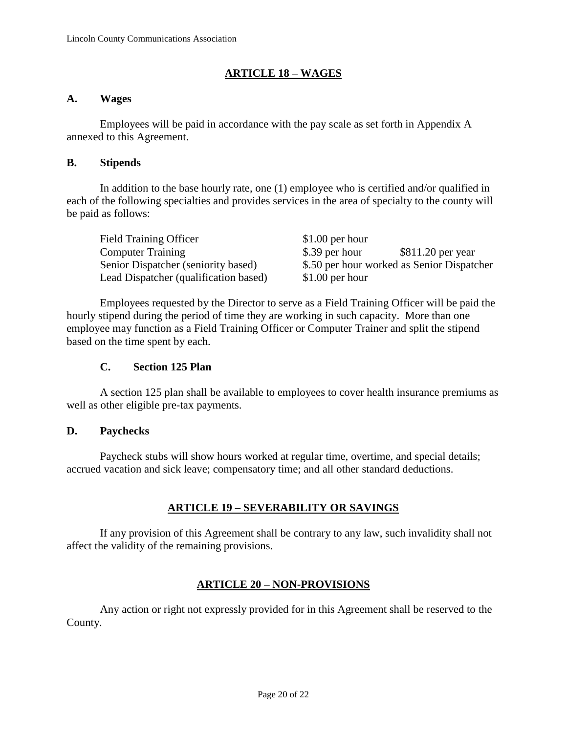## ARTICLE 18 – WAGES

### A. Wages

Employees will be paid in accordance with the pay scale as set forth in Appendix A annexed to this Agreement.

### B. Stipends

In addition to the base hourly rate, one (1) employee who is certified and/or qualified in each of the following specialties and provides services in the area of specialty to the county will be paid as follows:

| | | |
|---|---|---|
| Field Training Officer | $1.00 per hour | |
| Computer Training | $.39 per hour | $811.20 per year |
| Senior Dispatcher (seniority based) | $.50 per hour worked as Senior Dispatcher | |
| Lead Dispatcher (qualification based) | $1.00 per hour | |

Employees requested by the Director to serve as a Field Training Officer will be paid the hourly stipend during the period of time they are working in such capacity. More than one employee may function as a Field Training Officer or Computer Trainer and split the stipend based on the time spent by each.

### C. Section 125 Plan

A section 125 plan shall be available to employees to cover health insurance premiums as well as other eligible pre-tax payments.

### D. Paychecks

Paycheck stubs will show hours worked at regular time, overtime, and special details; accrued vacation and sick leave; compensatory time; and all other standard deductions.

## ARTICLE 19 – SEVERABILITY OR SAVINGS

If any provision of this Agreement shall be contrary to any law, such invalidity shall not affect the validity of the remaining provisions.

## ARTICLE 20 – NON-PROVISIONS

Any action or right not expressly provided for in this Agreement shall be reserved to the County.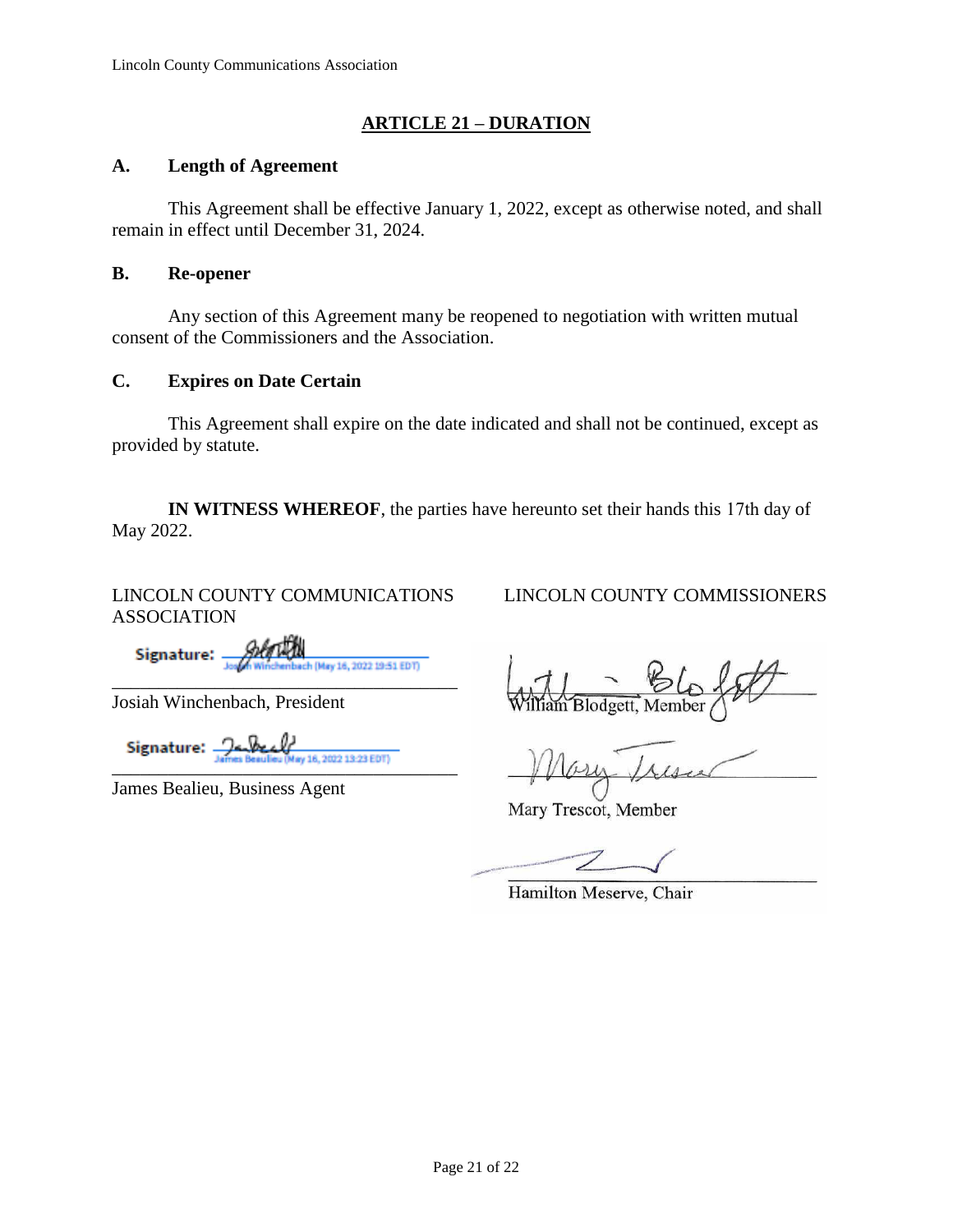## ARTICLE 21 – DURATION

### A. Length of Agreement

This Agreement shall be effective January 1, 2022, except as otherwise noted, and shall remain in effect until December 31, 2024.

### B. Re-opener

Any section of this Agreement many be reopened to negotiation with written mutual consent of the Commissioners and the Association.

### C. Expires on Date Certain

This Agreement shall expire on the date indicated and shall not be continued, except as provided by statute.

**IN WITNESS WHEREOF**, the parties have hereunto set their hands this 17th day of May 2022.

LINCOLN COUNTY COMMUNICATIONS ASSOCIATION

Signature: Josiah Winchenbach (May 16, 2022 19:51 EDT)

Josiah Winchenbach, President

Signature: James Beaulieu (May 16, 2022 13:23 EDT)

James Bealieu, Business Agent

LINCOLN COUNTY COMMISSIONERS

William Blodgett, Member

Mary Trescot, Member

Hamilton Meserve, Chair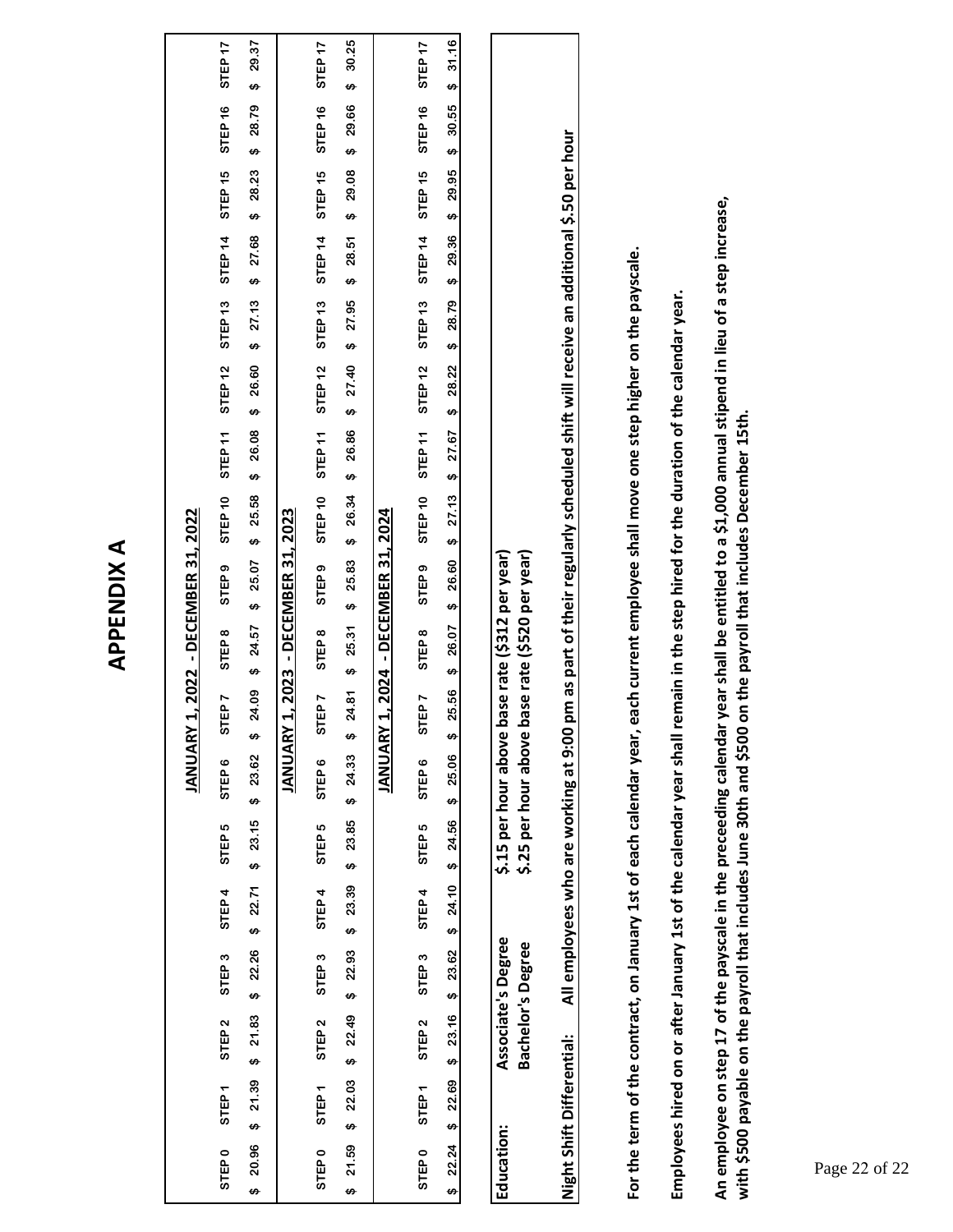# APPENDIX A

**JANUARY 1, 2022 - DECEMBER 31, 2022**

| STEP 0 | STEP 1 | STEP 2 | STEP 3 | STEP 4 | STEP 5 | STEP 6 | STEP 7 | STEP 8 | STEP 9 | STEP 10 | STEP 11 | STEP 12 | STEP 13 | STEP 14 | STEP 15 | STEP 16 | STEP 17 |
|---|---|---|---|---|---|---|---|---|---|---|---|---|---|---|---|---|---|
| $ 20.96 | $ 21.39 | $ 21.83 | $ 22.26 | $ 22.71 | $ 23.15 | $ 23.62 | $ 24.09 | $ 24.57 | $ 25.07 | $ 25.58 | $ 26.08 | $ 26.60 | $ 27.13 | $ 27.68 | $ 28.23 | $ 28.79 | $ 29.37 |

**JANUARY 1, 2023 - DECEMBER 31, 2023**

| STEP 0 | STEP 1 | STEP 2 | STEP 3 | STEP 4 | STEP 5 | STEP 6 | STEP 7 | STEP 8 | STEP 9 | STEP 10 | STEP 11 | STEP 12 | STEP 13 | STEP 14 | STEP 15 | STEP 16 | STEP 17 |
|---|---|---|---|---|---|---|---|---|---|---|---|---|---|---|---|---|---|
| $ 21.59 | $ 22.03 | $ 22.49 | $ 22.93 | $ 23.39 | $ 23.85 | $ 24.33 | $ 24.81 | $ 25.31 | $ 25.83 | $ 26.34 | $ 26.86 | $ 27.40 | $ 27.95 | $ 28.51 | $ 29.08 | $ 29.66 | $ 30.25 |

**JANUARY 1, 2024 - DECEMBER 31, 2024**

| STEP 0 | STEP 1 | STEP 2 | STEP 3 | STEP 4 | STEP 5 | STEP 6 | STEP 7 | STEP 8 | STEP 9 | STEP 10 | STEP 11 | STEP 12 | STEP 13 | STEP 14 | STEP 15 | STEP 16 | STEP 17 |
|---|---|---|---|---|---|---|---|---|---|---|---|---|---|---|---|---|---|
| $ 22.24 | $ 22.69 | $ 23.16 | $ 23.62 | $ 24.10 | $ 24.56 | $ 25.06 | $ 25.56 | $ 26.07 | $ 26.60 | $ 27.13 | $ 27.67 | $ 28.22 | $ 28.79 | $ 29.36 | $ 29.95 | $ 30.55 | $ 31.16 |

| | | |
|---|---|---|
| Education: | Associate's Degree | $.15 per hour above base rate ($312 per year) |
| | Bachelor's Degree | $.25 per hour above base rate ($520 per year) |
| Night Shift Differential: | All employees who are working at 9:00 pm as part of their regularly scheduled shift will receive an additional $.50 per hour | |

**For the term of the contract, on January 1st of each calendar year, each current employee shall move one step higher on the payscale.**

**Employees hired on or after January 1st of the calendar year shall remain in the step hired for the duration of the calendar year.**

**An employee on step 17 of the payscale in the preceeding calendar year shall be entitled to a $1,000 annual stipend in lieu of a step increase, with $500 payable on the payroll that includes June 30th and $500 on the payroll that includes December 15th.**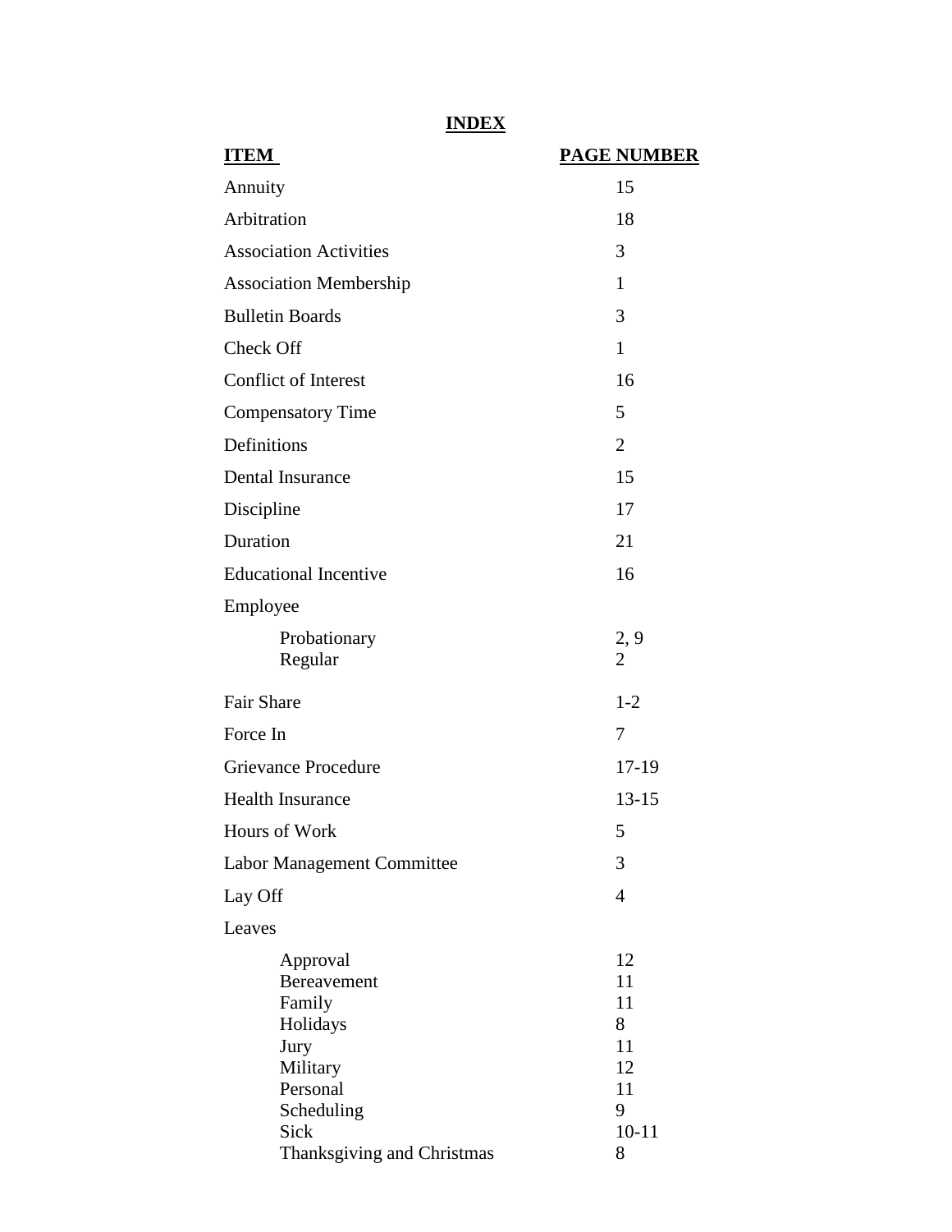# INDEX

| ITEM | PAGE NUMBER |
|---|---|
| Annuity | 15 |
| Arbitration | 18 |
| Association Activities | 3 |
| Association Membership | 1 |
| Bulletin Boards | 3 |
| Check Off | 1 |
| Conflict of Interest | 16 |
| Compensatory Time | 5 |
| Definitions | 2 |
| Dental Insurance | 15 |
| Discipline | 17 |
| Duration | 21 |
| Educational Incentive | 16 |
| Employee | |
| Probationary | 2, 9 |
| Regular | 2 |
| Fair Share | 1-2 |
| Force In | 7 |
| Grievance Procedure | 17-19 |
| Health Insurance | 13-15 |
| Hours of Work | 5 |
| Labor Management Committee | 3 |
| Lay Off | 4 |
| Leaves | |
| Approval | 12 |
| Bereavement | 11 |
| Family | 11 |
| Holidays | 8 |
| Jury | 11 |
| Military | 12 |
| Personal | 11 |
| Scheduling | 9 |
| Sick | 10-11 |
| Thanksgiving and Christmas | 8 |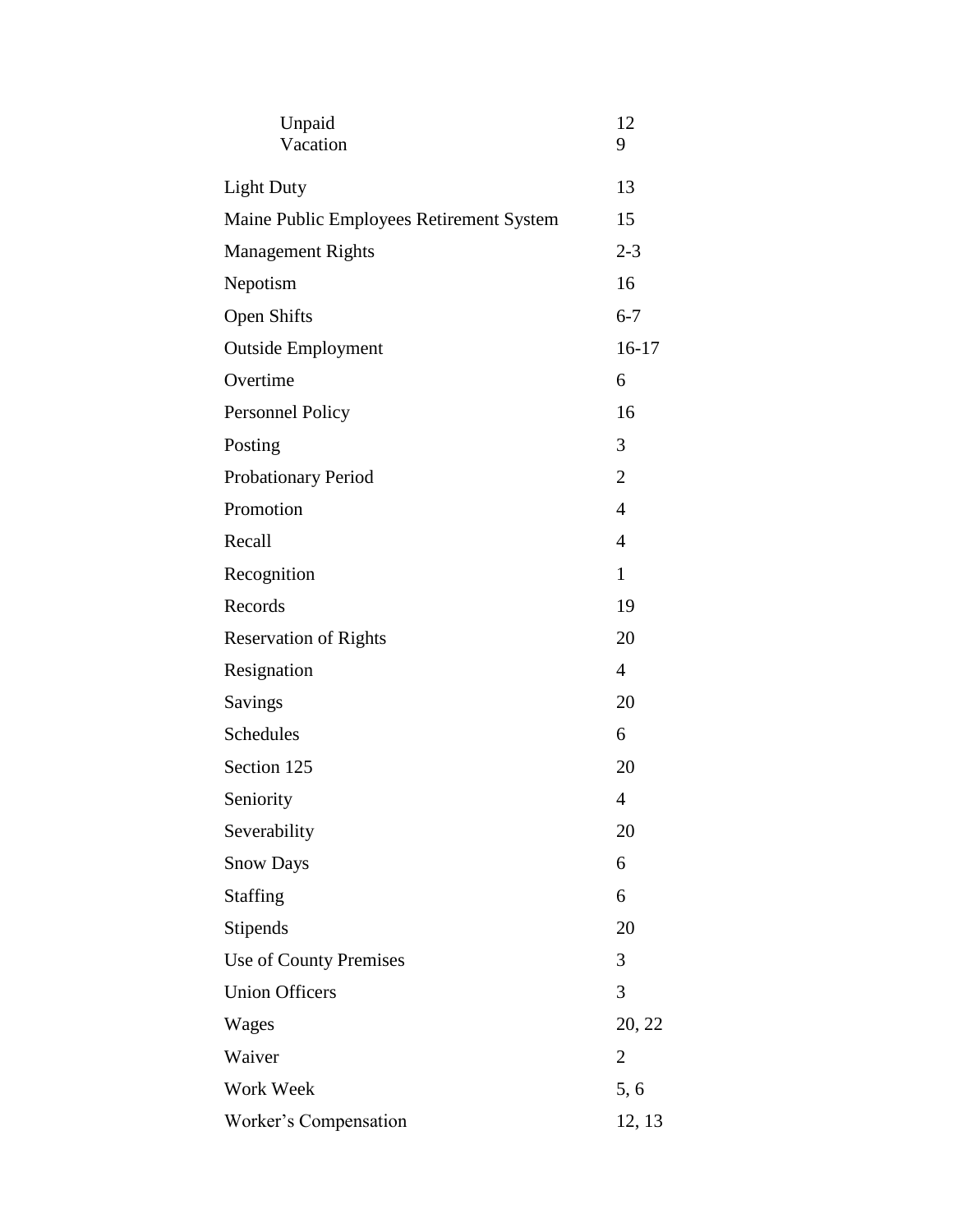| | |
|---|---|
| Unpaid | 12 |
| Vacation | 9 |
| Light Duty | 13 |
| Maine Public Employees Retirement System | 15 |
| Management Rights | 2-3 |
| Nepotism | 16 |
| Open Shifts | 6-7 |
| Outside Employment | 16-17 |
| Overtime | 6 |
| Personnel Policy | 16 |
| Posting | 3 |
| Probationary Period | 2 |
| Promotion | 4 |
| Recall | 4 |
| Recognition | 1 |
| Records | 19 |
| Reservation of Rights | 20 |
| Resignation | 4 |
| Savings | 20 |
| Schedules | 6 |
| Section 125 | 20 |
| Seniority | 4 |
| Severability | 20 |
| Snow Days | 6 |
| Staffing | 6 |
| Stipends | 20 |
| Use of County Premises | 3 |
| Union Officers | 3 |
| Wages | 20, 22 |
| Waiver | 2 |
| Work Week | 5, 6 |
| Worker's Compensation | 12, 13 |